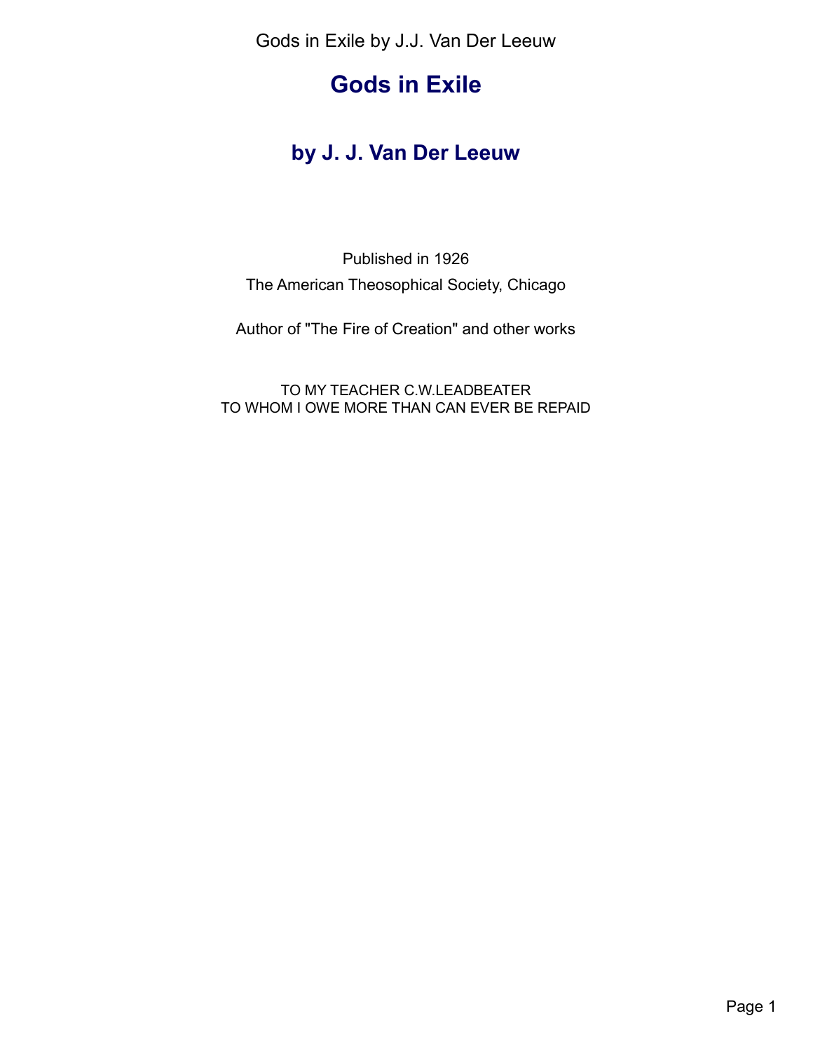# Gods in Exile

## by J. J. Van Der Leeuw

Published in 1926

The American Theosophical Society, Chicago

Author of "The Fire of Creation" and other works

TO MY TEACHER C.W.LEADBEATER
TO WHOM I OWE MORE THAN CAN EVER BE REPAID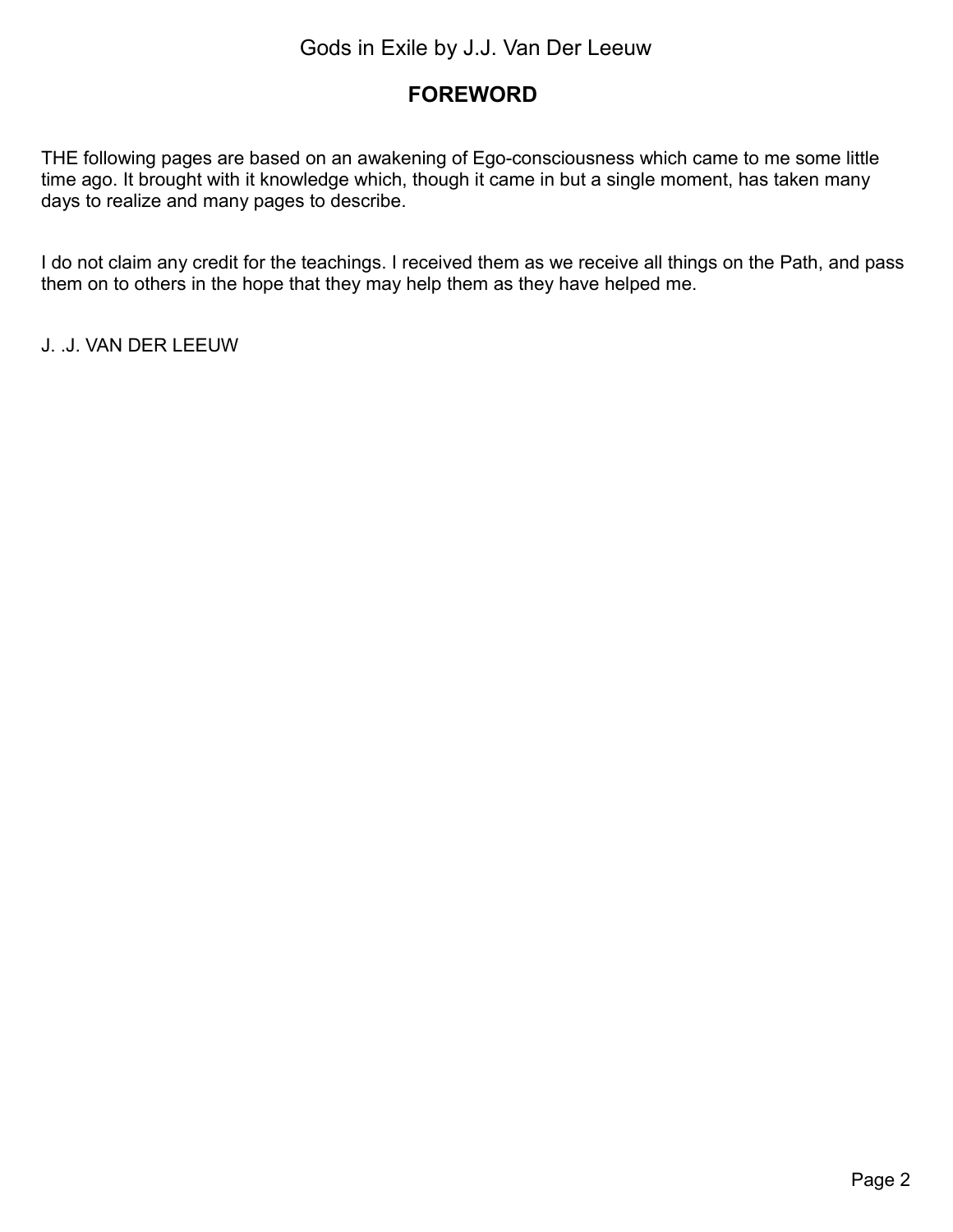## FOREWORD

THE following pages are based on an awakening of Ego-consciousness which came to me some little time ago. It brought with it knowledge which, though it came in but a single moment, has taken many days to realize and many pages to describe.

I do not claim any credit for the teachings. I received them as we receive all things on the Path, and pass them on to others in the hope that they may help them as they have helped me.

J. .J. VAN DER LEEUW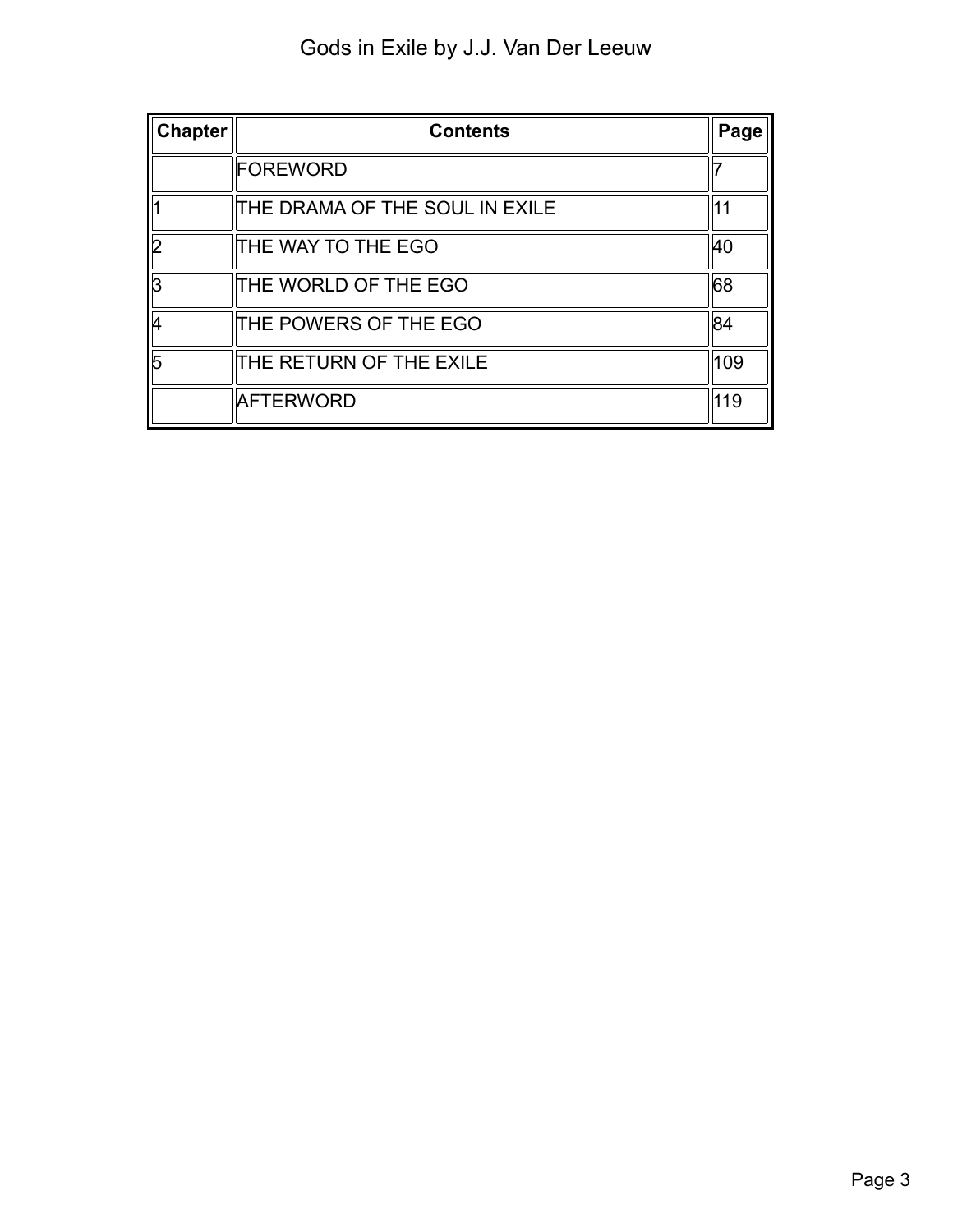| Chapter | Contents | Page |
| --- | --- | --- |
| | FOREWORD | 7 |
| 1 | THE DRAMA OF THE SOUL IN EXILE | 11 |
| 2 | THE WAY TO THE EGO | 40 |
| 3 | THE WORLD OF THE EGO | 68 |
| 4 | THE POWERS OF THE EGO | 84 |
| 5 | THE RETURN OF THE EXILE | 109 |
| | AFTERWORD | 119 |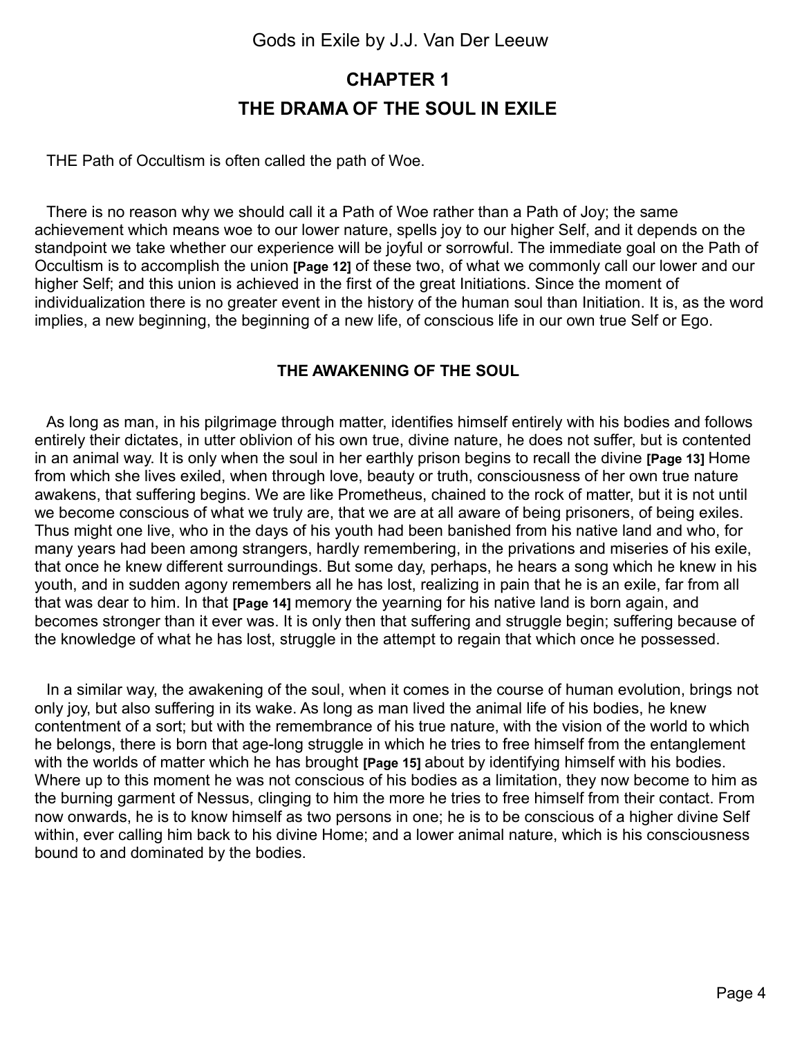## CHAPTER 1

## THE DRAMA OF THE SOUL IN EXILE

THE Path of Occultism is often called the path of Woe.

There is no reason why we should call it a Path of Woe rather than a Path of Joy; the same achievement which means woe to our lower nature, spells joy to our higher Self, and it depends on the standpoint we take whether our experience will be joyful or sorrowful. The immediate goal on the Path of Occultism is to accomplish the union **[Page 12]** of these two, of what we commonly call our lower and our higher Self; and this union is achieved in the first of the great Initiations. Since the moment of individualization there is no greater event in the history of the human soul than Initiation. It is, as the word implies, a new beginning, the beginning of a new life, of conscious life in our own true Self or Ego.

### THE AWAKENING OF THE SOUL

As long as man, in his pilgrimage through matter, identifies himself entirely with his bodies and follows entirely their dictates, in utter oblivion of his own true, divine nature, he does not suffer, but is contented in an animal way. It is only when the soul in her earthly prison begins to recall the divine **[Page 13]** Home from which she lives exiled, when through love, beauty or truth, consciousness of her own true nature awakens, that suffering begins. We are like Prometheus, chained to the rock of matter, but it is not until we become conscious of what we truly are, that we are at all aware of being prisoners, of being exiles. Thus might one live, who in the days of his youth had been banished from his native land and who, for many years had been among strangers, hardly remembering, in the privations and miseries of his exile, that once he knew different surroundings. But some day, perhaps, he hears a song which he knew in his youth, and in sudden agony remembers all he has lost, realizing in pain that he is an exile, far from all that was dear to him. In that **[Page 14]** memory the yearning for his native land is born again, and becomes stronger than it ever was. It is only then that suffering and struggle begin; suffering because of the knowledge of what he has lost, struggle in the attempt to regain that which once he possessed.

In a similar way, the awakening of the soul, when it comes in the course of human evolution, brings not only joy, but also suffering in its wake. As long as man lived the animal life of his bodies, he knew contentment of a sort; but with the remembrance of his true nature, with the vision of the world to which he belongs, there is born that age-long struggle in which he tries to free himself from the entanglement with the worlds of matter which he has brought **[Page 15]** about by identifying himself with his bodies. Where up to this moment he was not conscious of his bodies as a limitation, they now become to him as the burning garment of Nessus, clinging to him the more he tries to free himself from their contact. From now onwards, he is to know himself as two persons in one; he is to be conscious of a higher divine Self within, ever calling him back to his divine Home; and a lower animal nature, which is his consciousness bound to and dominated by the bodies.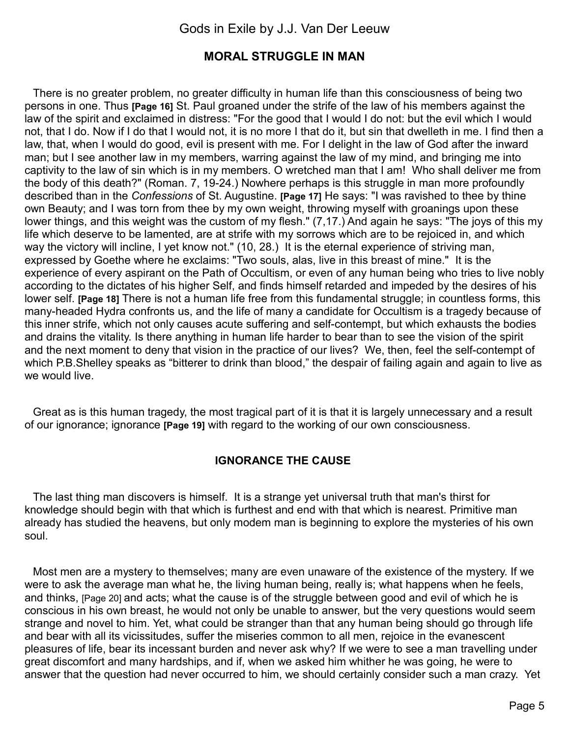## MORAL STRUGGLE IN MAN

There is no greater problem, no greater difficulty in human life than this consciousness of being two persons in one. Thus **[Page 16]** St. Paul groaned under the strife of the law of his members against the law of the spirit and exclaimed in distress: "For the good that I would I do not: but the evil which I would not, that I do. Now if I do that I would not, it is no more I that do it, but sin that dwelleth in me. I find then a law, that, when I would do good, evil is present with me. For I delight in the law of God after the inward man; but I see another law in my members, warring against the law of my mind, and bringing me into captivity to the law of sin which is in my members. O wretched man that I am! Who shall deliver me from the body of this death?" (Roman. 7, 19-24.) Nowhere perhaps is this struggle in man more profoundly described than in the *Confessions* of St. Augustine. **[Page 17]** He says: "I was ravished to thee by thine own Beauty; and I was torn from thee by my own weight, throwing myself with groanings upon these lower things, and this weight was the custom of my flesh." (7,17.) And again he says: "The joys of this my life which deserve to be lamented, are at strife with my sorrows which are to be rejoiced in, and which way the victory will incline, I yet know not." (10, 28.) It is the eternal experience of striving man, expressed by Goethe where he exclaims: "Two souls, alas, live in this breast of mine." It is the experience of every aspirant on the Path of Occultism, or even of any human being who tries to live nobly according to the dictates of his higher Self, and finds himself retarded and impeded by the desires of his lower self. **[Page 18]** There is not a human life free from this fundamental struggle; in countless forms, this many-headed Hydra confronts us, and the life of many a candidate for Occultism is a tragedy because of this inner strife, which not only causes acute suffering and self-contempt, but which exhausts the bodies and drains the vitality. Is there anything in human life harder to bear than to see the vision of the spirit and the next moment to deny that vision in the practice of our lives? We, then, feel the self-contempt of which P.B.Shelley speaks as "bitterer to drink than blood," the despair of failing again and again to live as we would live.

Great as is this human tragedy, the most tragical part of it is that it is largely unnecessary and a result of our ignorance; ignorance **[Page 19]** with regard to the working of our own consciousness.

## IGNORANCE THE CAUSE

The last thing man discovers is himself. It is a strange yet universal truth that man's thirst for knowledge should begin with that which is furthest and end with that which is nearest. Primitive man already has studied the heavens, but only modem man is beginning to explore the mysteries of his own soul.

Most men are a mystery to themselves; many are even unaware of the existence of the mystery. If we were to ask the average man what he, the living human being, really is; what happens when he feels, and thinks, [Page 20] and acts; what the cause is of the struggle between good and evil of which he is conscious in his own breast, he would not only be unable to answer, but the very questions would seem strange and novel to him. Yet, what could be stranger than that any human being should go through life and bear with all its vicissitudes, suffer the miseries common to all men, rejoice in the evanescent pleasures of life, bear its incessant burden and never ask why? If we were to see a man travelling under great discomfort and many hardships, and if, when we asked him whither he was going, he were to answer that the question had never occurred to him, we should certainly consider such a man crazy. Yet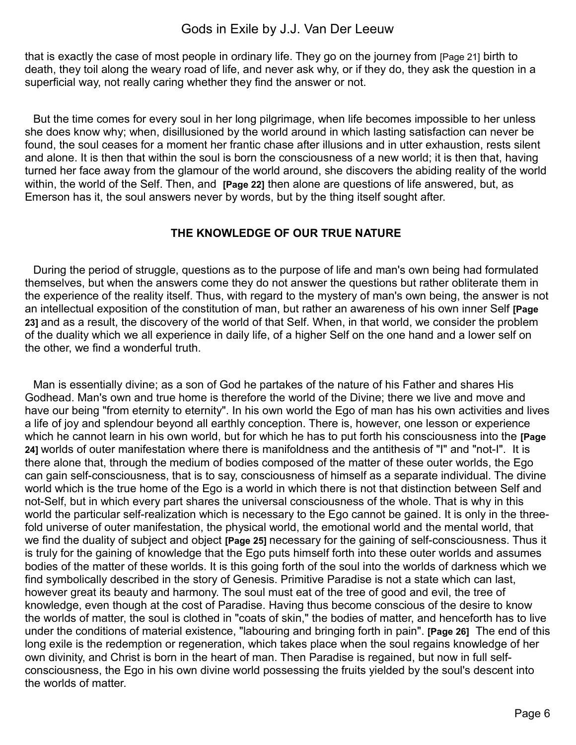that is exactly the case of most people in ordinary life. They go on the journey from [Page 21] birth to death, they toil along the weary road of life, and never ask why, or if they do, they ask the question in a superficial way, not really caring whether they find the answer or not.

But the time comes for every soul in her long pilgrimage, when life becomes impossible to her unless she does know why; when, disillusioned by the world around in which lasting satisfaction can never be found, the soul ceases for a moment her frantic chase after illusions and in utter exhaustion, rests silent and alone. It is then that within the soul is born the consciousness of a new world; it is then that, having turned her face away from the glamour of the world around, she discovers the abiding reality of the world within, the world of the Self. Then, and **[Page 22]** then alone are questions of life answered, but, as Emerson has it, the soul answers never by words, but by the thing itself sought after.

## THE KNOWLEDGE OF OUR TRUE NATURE

During the period of struggle, questions as to the purpose of life and man's own being had formulated themselves, but when the answers come they do not answer the questions but rather obliterate them in the experience of the reality itself. Thus, with regard to the mystery of man's own being, the answer is not an intellectual exposition of the constitution of man, but rather an awareness of his own inner Self **[Page 23]** and as a result, the discovery of the world of that Self. When, in that world, we consider the problem of the duality which we all experience in daily life, of a higher Self on the one hand and a lower self on the other, we find a wonderful truth.

Man is essentially divine; as a son of God he partakes of the nature of his Father and shares His Godhead. Man's own and true home is therefore the world of the Divine; there we live and move and have our being "from eternity to eternity". In his own world the Ego of man has his own activities and lives a life of joy and splendour beyond all earthly conception. There is, however, one lesson or experience which he cannot learn in his own world, but for which he has to put forth his consciousness into the **[Page 24]** worlds of outer manifestation where there is manifoldness and the antithesis of "I" and "not-I". It is there alone that, through the medium of bodies composed of the matter of these outer worlds, the Ego can gain self-consciousness, that is to say, consciousness of himself as a separate individual. The divine world which is the true home of the Ego is a world in which there is not that distinction between Self and not-Self, but in which every part shares the universal consciousness of the whole. That is why in this world the particular self-realization which is necessary to the Ego cannot be gained. It is only in the three-fold universe of outer manifestation, the physical world, the emotional world and the mental world, that we find the duality of subject and object **[Page 25]** necessary for the gaining of self-consciousness. Thus it is truly for the gaining of knowledge that the Ego puts himself forth into these outer worlds and assumes bodies of the matter of these worlds. It is this going forth of the soul into the worlds of darkness which we find symbolically described in the story of Genesis. Primitive Paradise is not a state which can last, however great its beauty and harmony. The soul must eat of the tree of good and evil, the tree of knowledge, even though at the cost of Paradise. Having thus become conscious of the desire to know the worlds of matter, the soul is clothed in "coats of skin," the bodies of matter, and henceforth has to live under the conditions of material existence, "labouring and bringing forth in pain". **[Page 26]** The end of this long exile is the redemption or regeneration, which takes place when the soul regains knowledge of her own divinity, and Christ is born in the heart of man. Then Paradise is regained, but now in full self-consciousness, the Ego in his own divine world possessing the fruits yielded by the soul's descent into the worlds of matter.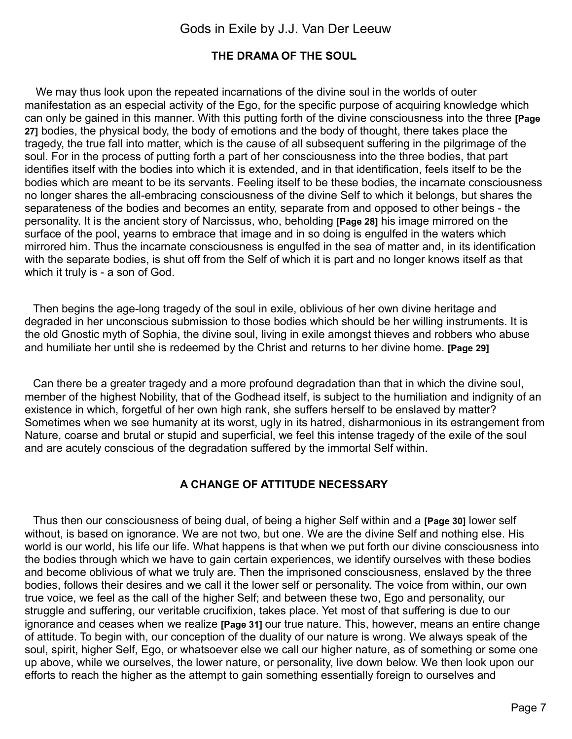## THE DRAMA OF THE SOUL

We may thus look upon the repeated incarnations of the divine soul in the worlds of outer manifestation as an especial activity of the Ego, for the specific purpose of acquiring knowledge which can only be gained in this manner. With this putting forth of the divine consciousness into the three **[Page 27]** bodies, the physical body, the body of emotions and the body of thought, there takes place the tragedy, the true fall into matter, which is the cause of all subsequent suffering in the pilgrimage of the soul. For in the process of putting forth a part of her consciousness into the three bodies, that part identifies itself with the bodies into which it is extended, and in that identification, feels itself to be the bodies which are meant to be its servants. Feeling itself to be these bodies, the incarnate consciousness no longer shares the all-embracing consciousness of the divine Self to which it belongs, but shares the separateness of the bodies and becomes an entity, separate from and opposed to other beings - the personality. It is the ancient story of Narcissus, who, beholding **[Page 28]** his image mirrored on the surface of the pool, yearns to embrace that image and in so doing is engulfed in the waters which mirrored him. Thus the incarnate consciousness is engulfed in the sea of matter and, in its identification with the separate bodies, is shut off from the Self of which it is part and no longer knows itself as that which it truly is - a son of God.

Then begins the age-long tragedy of the soul in exile, oblivious of her own divine heritage and degraded in her unconscious submission to those bodies which should be her willing instruments. It is the old Gnostic myth of Sophia, the divine soul, living in exile amongst thieves and robbers who abuse and humiliate her until she is redeemed by the Christ and returns to her divine home. **[Page 29]**

Can there be a greater tragedy and a more profound degradation than that in which the divine soul, member of the highest Nobility, that of the Godhead itself, is subject to the humiliation and indignity of an existence in which, forgetful of her own high rank, she suffers herself to be enslaved by matter? Sometimes when we see humanity at its worst, ugly in its hatred, disharmonious in its estrangement from Nature, coarse and brutal or stupid and superficial, we feel this intense tragedy of the exile of the soul and are acutely conscious of the degradation suffered by the immortal Self within.

## A CHANGE OF ATTITUDE NECESSARY

Thus then our consciousness of being dual, of being a higher Self within and a **[Page 30]** lower self without, is based on ignorance. We are not two, but one. We are the divine Self and nothing else. His world is our world, his life our life. What happens is that when we put forth our divine consciousness into the bodies through which we have to gain certain experiences, we identify ourselves with these bodies and become oblivious of what we truly are. Then the imprisoned consciousness, enslaved by the three bodies, follows their desires and we call it the lower self or personality. The voice from within, our own true voice, we feel as the call of the higher Self; and between these two, Ego and personality, our struggle and suffering, our veritable crucifixion, takes place. Yet most of that suffering is due to our ignorance and ceases when we realize **[Page 31]** our true nature. This, however, means an entire change of attitude. To begin with, our conception of the duality of our nature is wrong. We always speak of the soul, spirit, higher Self, Ego, or whatsoever else we call our higher nature, as of something or some one up above, while we ourselves, the lower nature, or personality, live down below. We then look upon our efforts to reach the higher as the attempt to gain something essentially foreign to ourselves and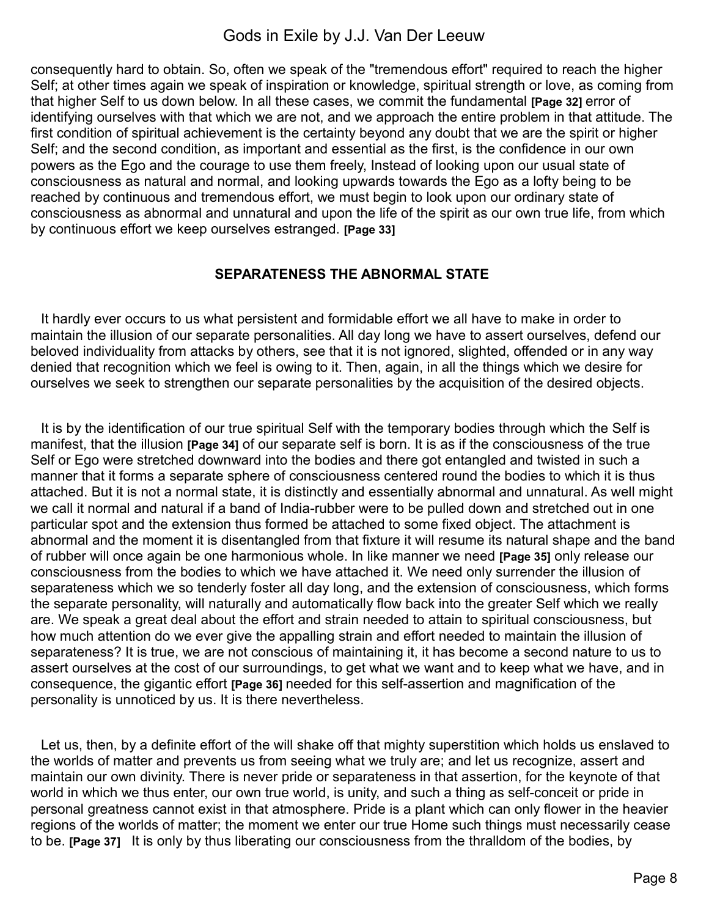consequently hard to obtain. So, often we speak of the "tremendous effort" required to reach the higher Self; at other times again we speak of inspiration or knowledge, spiritual strength or love, as coming from that higher Self to us down below. In all these cases, we commit the fundamental **[Page 32]** error of identifying ourselves with that which we are not, and we approach the entire problem in that attitude. The first condition of spiritual achievement is the certainty beyond any doubt that we are the spirit or higher Self; and the second condition, as important and essential as the first, is the confidence in our own powers as the Ego and the courage to use them freely, Instead of looking upon our usual state of consciousness as natural and normal, and looking upwards towards the Ego as a lofty being to be reached by continuous and tremendous effort, we must begin to look upon our ordinary state of consciousness as abnormal and unnatural and upon the life of the spirit as our own true life, from which by continuous effort we keep ourselves estranged. **[Page 33]**

## SEPARATENESS THE ABNORMAL STATE

It hardly ever occurs to us what persistent and formidable effort we all have to make in order to maintain the illusion of our separate personalities. All day long we have to assert ourselves, defend our beloved individuality from attacks by others, see that it is not ignored, slighted, offended or in any way denied that recognition which we feel is owing to it. Then, again, in all the things which we desire for ourselves we seek to strengthen our separate personalities by the acquisition of the desired objects.

It is by the identification of our true spiritual Self with the temporary bodies through which the Self is manifest, that the illusion **[Page 34]** of our separate self is born. It is as if the consciousness of the true Self or Ego were stretched downward into the bodies and there got entangled and twisted in such a manner that it forms a separate sphere of consciousness centered round the bodies to which it is thus attached. But it is not a normal state, it is distinctly and essentially abnormal and unnatural. As well might we call it normal and natural if a band of India-rubber were to be pulled down and stretched out in one particular spot and the extension thus formed be attached to some fixed object. The attachment is abnormal and the moment it is disentangled from that fixture it will resume its natural shape and the band of rubber will once again be one harmonious whole. In like manner we need **[Page 35]** only release our consciousness from the bodies to which we have attached it. We need only surrender the illusion of separateness which we so tenderly foster all day long, and the extension of consciousness, which forms the separate personality, will naturally and automatically flow back into the greater Self which we really are. We speak a great deal about the effort and strain needed to attain to spiritual consciousness, but how much attention do we ever give the appalling strain and effort needed to maintain the illusion of separateness? It is true, we are not conscious of maintaining it, it has become a second nature to us to assert ourselves at the cost of our surroundings, to get what we want and to keep what we have, and in consequence, the gigantic effort **[Page 36]** needed for this self-assertion and magnification of the personality is unnoticed by us. It is there nevertheless.

Let us, then, by a definite effort of the will shake off that mighty superstition which holds us enslaved to the worlds of matter and prevents us from seeing what we truly are; and let us recognize, assert and maintain our own divinity. There is never pride or separateness in that assertion, for the keynote of that world in which we thus enter, our own true world, is unity, and such a thing as self-conceit or pride in personal greatness cannot exist in that atmosphere. Pride is a plant which can only flower in the heavier regions of the worlds of matter; the moment we enter our true Home such things must necessarily cease to be. **[Page 37]** It is only by thus liberating our consciousness from the thralldom of the bodies, by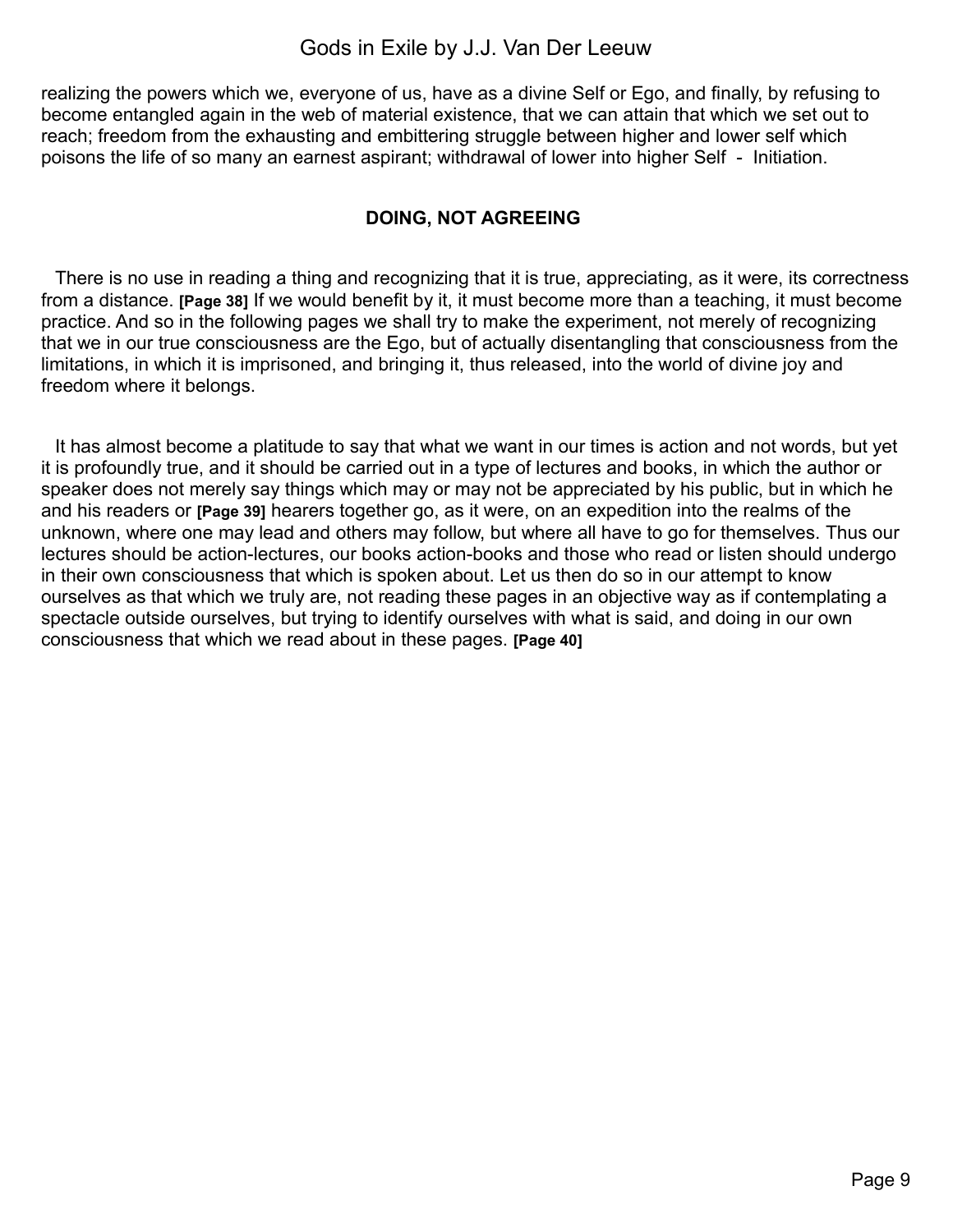realizing the powers which we, everyone of us, have as a divine Self or Ego, and finally, by refusing to become entangled again in the web of material existence, that we can attain that which we set out to reach; freedom from the exhausting and embittering struggle between higher and lower self which poisons the life of so many an earnest aspirant; withdrawal of lower into higher Self - Initiation.

## DOING, NOT AGREEING

There is no use in reading a thing and recognizing that it is true, appreciating, as it were, its correctness from a distance. **[Page 38]** If we would benefit by it, it must become more than a teaching, it must become practice. And so in the following pages we shall try to make the experiment, not merely of recognizing that we in our true consciousness are the Ego, but of actually disentangling that consciousness from the limitations, in which it is imprisoned, and bringing it, thus released, into the world of divine joy and freedom where it belongs.

It has almost become a platitude to say that what we want in our times is action and not words, but yet it is profoundly true, and it should be carried out in a type of lectures and books, in which the author or speaker does not merely say things which may or may not be appreciated by his public, but in which he and his readers or **[Page 39]** hearers together go, as it were, on an expedition into the realms of the unknown, where one may lead and others may follow, but where all have to go for themselves. Thus our lectures should be action-lectures, our books action-books and those who read or listen should undergo in their own consciousness that which is spoken about. Let us then do so in our attempt to know ourselves as that which we truly are, not reading these pages in an objective way as if contemplating a spectacle outside ourselves, but trying to identify ourselves with what is said, and doing in our own consciousness that which we read about in these pages. **[Page 40]**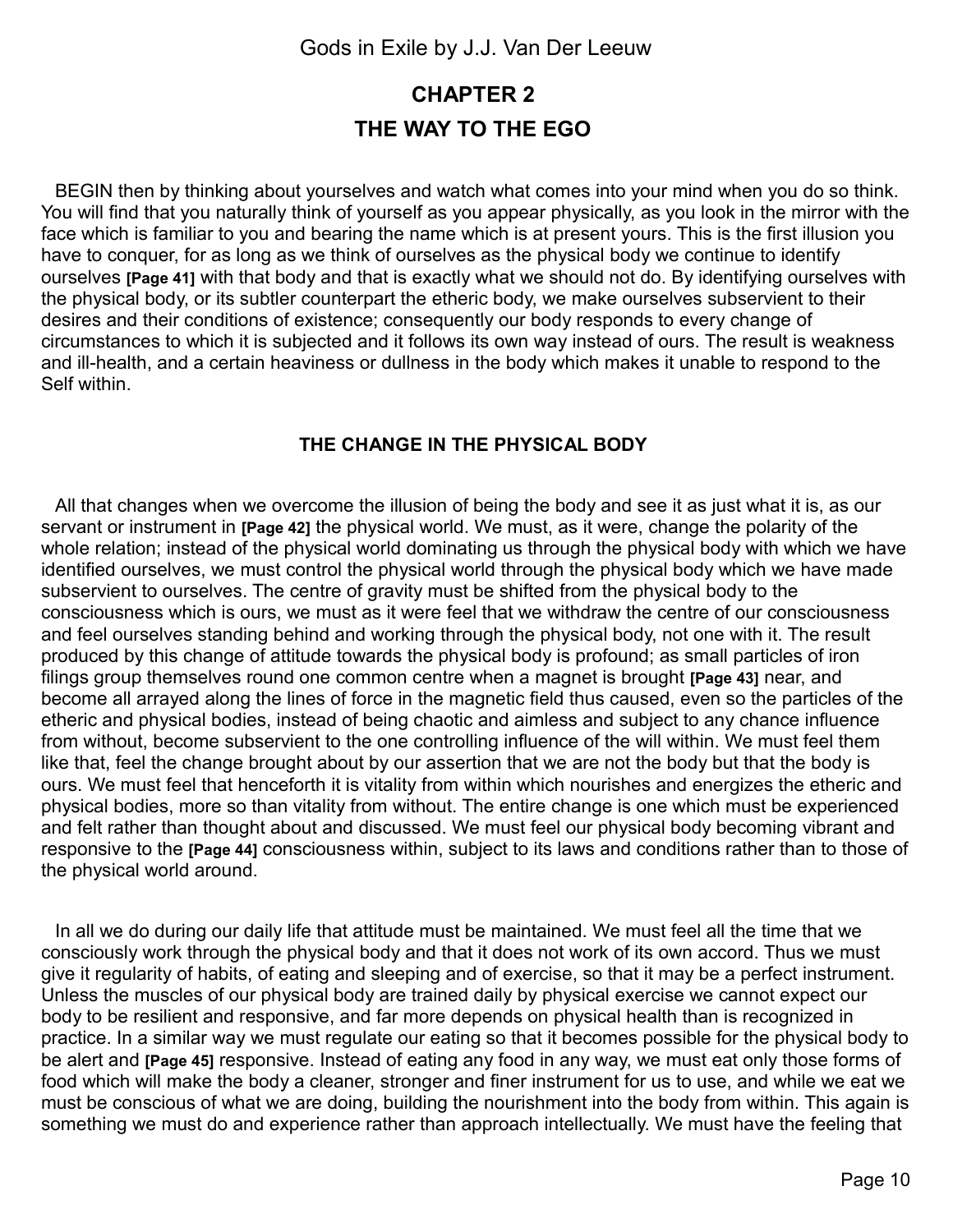# CHAPTER 2

# THE WAY TO THE EGO

BEGIN then by thinking about yourselves and watch what comes into your mind when you do so think. You will find that you naturally think of yourself as you appear physically, as you look in the mirror with the face which is familiar to you and bearing the name which is at present yours. This is the first illusion you have to conquer, for as long as we think of ourselves as the physical body we continue to identify ourselves **[Page 41]** with that body and that is exactly what we should not do. By identifying ourselves with the physical body, or its subtler counterpart the etheric body, we make ourselves subservient to their desires and their conditions of existence; consequently our body responds to every change of circumstances to which it is subjected and it follows its own way instead of ours. The result is weakness and ill-health, and a certain heaviness or dullness in the body which makes it unable to respond to the Self within.

### THE CHANGE IN THE PHYSICAL BODY

All that changes when we overcome the illusion of being the body and see it as just what it is, as our servant or instrument in **[Page 42]** the physical world. We must, as it were, change the polarity of the whole relation; instead of the physical world dominating us through the physical body with which we have identified ourselves, we must control the physical world through the physical body which we have made subservient to ourselves. The centre of gravity must be shifted from the physical body to the consciousness which is ours, we must as it were feel that we withdraw the centre of our consciousness and feel ourselves standing behind and working through the physical body, not one with it. The result produced by this change of attitude towards the physical body is profound; as small particles of iron filings group themselves round one common centre when a magnet is brought **[Page 43]** near, and become all arrayed along the lines of force in the magnetic field thus caused, even so the particles of the etheric and physical bodies, instead of being chaotic and aimless and subject to any chance influence from without, become subservient to the one controlling influence of the will within. We must feel them like that, feel the change brought about by our assertion that we are not the body but that the body is ours. We must feel that henceforth it is vitality from within which nourishes and energizes the etheric and physical bodies, more so than vitality from without. The entire change is one which must be experienced and felt rather than thought about and discussed. We must feel our physical body becoming vibrant and responsive to the **[Page 44]** consciousness within, subject to its laws and conditions rather than to those of the physical world around.

In all we do during our daily life that attitude must be maintained. We must feel all the time that we consciously work through the physical body and that it does not work of its own accord. Thus we must give it regularity of habits, of eating and sleeping and of exercise, so that it may be a perfect instrument. Unless the muscles of our physical body are trained daily by physical exercise we cannot expect our body to be resilient and responsive, and far more depends on physical health than is recognized in practice. In a similar way we must regulate our eating so that it becomes possible for the physical body to be alert and **[Page 45]** responsive. Instead of eating any food in any way, we must eat only those forms of food which will make the body a cleaner, stronger and finer instrument for us to use, and while we eat we must be conscious of what we are doing, building the nourishment into the body from within. This again is something we must do and experience rather than approach intellectually. We must have the feeling that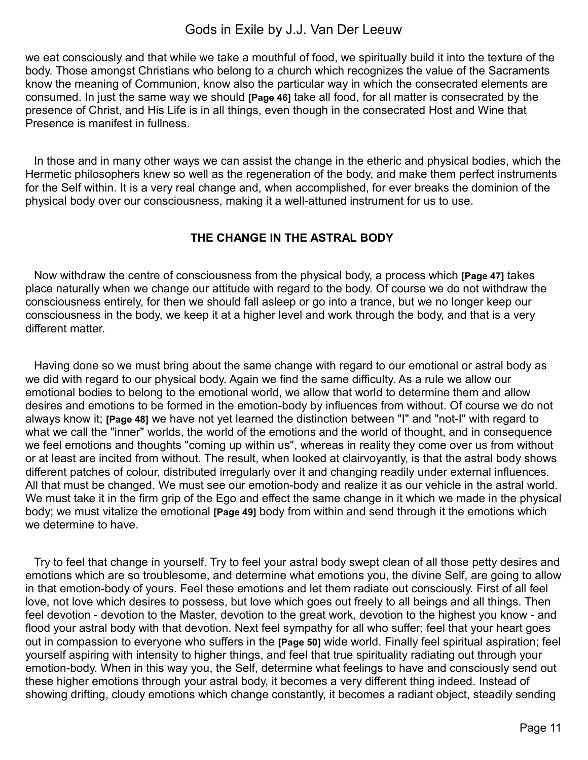we eat consciously and that while we take a mouthful of food, we spiritually build it into the texture of the body. Those amongst Christians who belong to a church which recognizes the value of the Sacraments know the meaning of Communion, know also the particular way in which the consecrated elements are consumed. In just the same way we should **[Page 46]** take all food, for all matter is consecrated by the presence of Christ, and His Life is in all things, even though in the consecrated Host and Wine that Presence is manifest in fullness.

In those and in many other ways we can assist the change in the etheric and physical bodies, which the Hermetic philosophers knew so well as the regeneration of the body, and make them perfect instruments for the Self within. It is a very real change and, when accomplished, for ever breaks the dominion of the physical body over our consciousness, making it a well-attuned instrument for us to use.

### THE CHANGE IN THE ASTRAL BODY

Now withdraw the centre of consciousness from the physical body, a process which **[Page 47]** takes place naturally when we change our attitude with regard to the body. Of course we do not withdraw the consciousness entirely, for then we should fall asleep or go into a trance, but we no longer keep our consciousness in the body, we keep it at a higher level and work through the body, and that is a very different matter.

Having done so we must bring about the same change with regard to our emotional or astral body as we did with regard to our physical body. Again we find the same difficulty. As a rule we allow our emotional bodies to belong to the emotional world, we allow that world to determine them and allow desires and emotions to be formed in the emotion-body by influences from without. Of course we do not always know it; **[Page 48]** we have not yet learned the distinction between "I" and "not-I" with regard to what we call the "inner" worlds, the world of the emotions and the world of thought, and in consequence we feel emotions and thoughts "coming up within us", whereas in reality they come over us from without or at least are incited from without. The result, when looked at clairvoyantly, is that the astral body shows different patches of colour, distributed irregularly over it and changing readily under external influences. All that must be changed. We must see our emotion-body and realize it as our vehicle in the astral world. We must take it in the firm grip of the Ego and effect the same change in it which we made in the physical body; we must vitalize the emotional **[Page 49]** body from within and send through it the emotions which we determine to have.

Try to feel that change in yourself. Try to feel your astral body swept clean of all those petty desires and emotions which are so troublesome, and determine what emotions you, the divine Self, are going to allow in that emotion-body of yours. Feel these emotions and let them radiate out consciously. First of all feel love, not love which desires to possess, but love which goes out freely to all beings and all things. Then feel devotion - devotion to the Master, devotion to the great work, devotion to the highest you know - and flood your astral body with that devotion. Next feel sympathy for all who suffer; feel that your heart goes out in compassion to everyone who suffers in the **[Page 50]** wide world. Finally feel spiritual aspiration; feel yourself aspiring with intensity to higher things, and feel that true spirituality radiating out through your emotion-body. When in this way you, the Self, determine what feelings to have and consciously send out these higher emotions through your astral body, it becomes a very different thing indeed. Instead of showing drifting, cloudy emotions which change constantly, it becomes a radiant object, steadily sending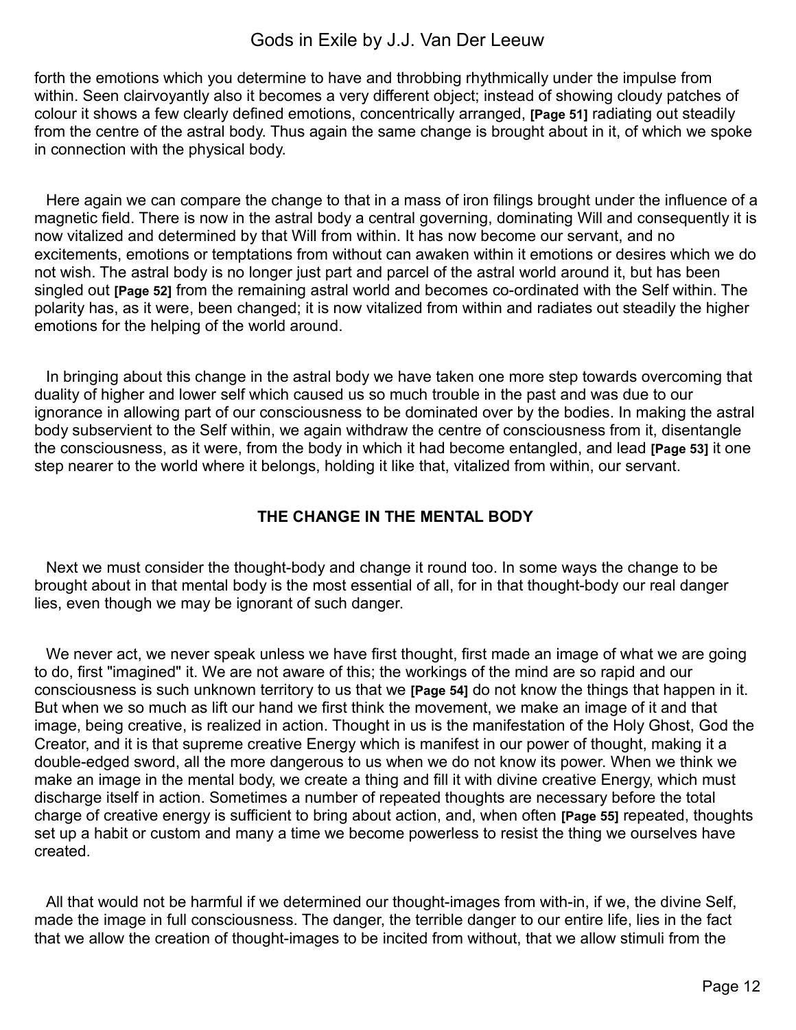forth the emotions which you determine to have and throbbing rhythmically under the impulse from within. Seen clairvoyantly also it becomes a very different object; instead of showing cloudy patches of colour it shows a few clearly defined emotions, concentrically arranged, **[Page 51]** radiating out steadily from the centre of the astral body. Thus again the same change is brought about in it, of which we spoke in connection with the physical body.

Here again we can compare the change to that in a mass of iron filings brought under the influence of a magnetic field. There is now in the astral body a central governing, dominating Will and consequently it is now vitalized and determined by that Will from within. It has now become our servant, and no excitements, emotions or temptations from without can awaken within it emotions or desires which we do not wish. The astral body is no longer just part and parcel of the astral world around it, but has been singled out **[Page 52]** from the remaining astral world and becomes co-ordinated with the Self within. The polarity has, as it were, been changed; it is now vitalized from within and radiates out steadily the higher emotions for the helping of the world around.

In bringing about this change in the astral body we have taken one more step towards overcoming that duality of higher and lower self which caused us so much trouble in the past and was due to our ignorance in allowing part of our consciousness to be dominated over by the bodies. In making the astral body subservient to the Self within, we again withdraw the centre of consciousness from it, disentangle the consciousness, as it were, from the body in which it had become entangled, and lead **[Page 53]** it one step nearer to the world where it belongs, holding it like that, vitalized from within, our servant.

## THE CHANGE IN THE MENTAL BODY

Next we must consider the thought-body and change it round too. In some ways the change to be brought about in that mental body is the most essential of all, for in that thought-body our real danger lies, even though we may be ignorant of such danger.

We never act, we never speak unless we have first thought, first made an image of what we are going to do, first "imagined" it. We are not aware of this; the workings of the mind are so rapid and our consciousness is such unknown territory to us that we **[Page 54]** do not know the things that happen in it. But when we so much as lift our hand we first think the movement, we make an image of it and that image, being creative, is realized in action. Thought in us is the manifestation of the Holy Ghost, God the Creator, and it is that supreme creative Energy which is manifest in our power of thought, making it a double-edged sword, all the more dangerous to us when we do not know its power. When we think we make an image in the mental body, we create a thing and fill it with divine creative Energy, which must discharge itself in action. Sometimes a number of repeated thoughts are necessary before the total charge of creative energy is sufficient to bring about action, and, when often **[Page 55]** repeated, thoughts set up a habit or custom and many a time we become powerless to resist the thing we ourselves have created.

All that would not be harmful if we determined our thought-images from with-in, if we, the divine Self, made the image in full consciousness. The danger, the terrible danger to our entire life, lies in the fact that we allow the creation of thought-images to be incited from without, that we allow stimuli from the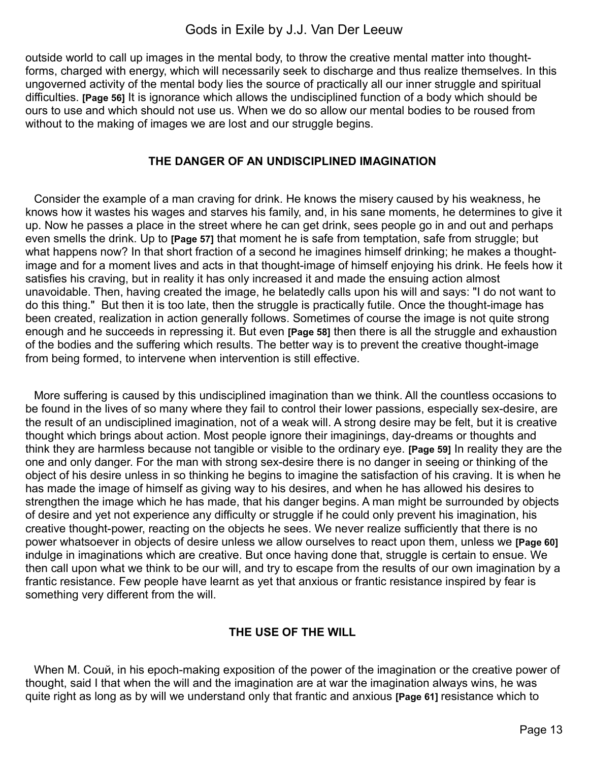outside world to call up images in the mental body, to throw the creative mental matter into thought-forms, charged with energy, which will necessarily seek to discharge and thus realize themselves. In this ungoverned activity of the mental body lies the source of practically all our inner struggle and spiritual difficulties. **[Page 56]** It is ignorance which allows the undisciplined function of a body which should be ours to use and which should not use us. When we do so allow our mental bodies to be roused from without to the making of images we are lost and our struggle begins.

### THE DANGER OF AN UNDISCIPLINED IMAGINATION

Consider the example of a man craving for drink. He knows the misery caused by his weakness, he knows how it wastes his wages and starves his family, and, in his sane moments, he determines to give it up. Now he passes a place in the street where he can get drink, sees people go in and out and perhaps even smells the drink. Up to **[Page 57]** that moment he is safe from temptation, safe from struggle; but what happens now? In that short fraction of a second he imagines himself drinking; he makes a thought-image and for a moment lives and acts in that thought-image of himself enjoying his drink. He feels how it satisfies his craving, but in reality it has only increased it and made the ensuing action almost unavoidable. Then, having created the image, he belatedly calls upon his will and says: "I do not want to do this thing." But then it is too late, then the struggle is practically futile. Once the thought-image has been created, realization in action generally follows. Sometimes of course the image is not quite strong enough and he succeeds in repressing it. But even **[Page 58]** then there is all the struggle and exhaustion of the bodies and the suffering which results. The better way is to prevent the creative thought-image from being formed, to intervene when intervention is still effective.

More suffering is caused by this undisciplined imagination than we think. All the countless occasions to be found in the lives of so many where they fail to control their lower passions, especially sex-desire, are the result of an undisciplined imagination, not of a weak will. A strong desire may be felt, but it is creative thought which brings about action. Most people ignore their imaginings, day-dreams or thoughts and think they are harmless because not tangible or visible to the ordinary eye. **[Page 59]** In reality they are the one and only danger. For the man with strong sex-desire there is no danger in seeing or thinking of the object of his desire unless in so thinking he begins to imagine the satisfaction of his craving. It is when he has made the image of himself as giving way to his desires, and when he has allowed his desires to strengthen the image which he has made, that his danger begins. A man might be surrounded by objects of desire and yet not experience any difficulty or struggle if he could only prevent his imagination, his creative thought-power, reacting on the objects he sees. We never realize sufficiently that there is no power whatsoever in objects of desire unless we allow ourselves to react upon them, unless we **[Page 60]** indulge in imaginations which are creative. But once having done that, struggle is certain to ensue. We then call upon what we think to be our will, and try to escape from the results of our own imagination by a frantic resistance. Few people have learnt as yet that anxious or frantic resistance inspired by fear is something very different from the will.

### THE USE OF THE WILL

When M. Couй, in his epoch-making exposition of the power of the imagination or the creative power of thought, said I that when the will and the imagination are at war the imagination always wins, he was quite right as long as by will we understand only that frantic and anxious **[Page 61]** resistance which to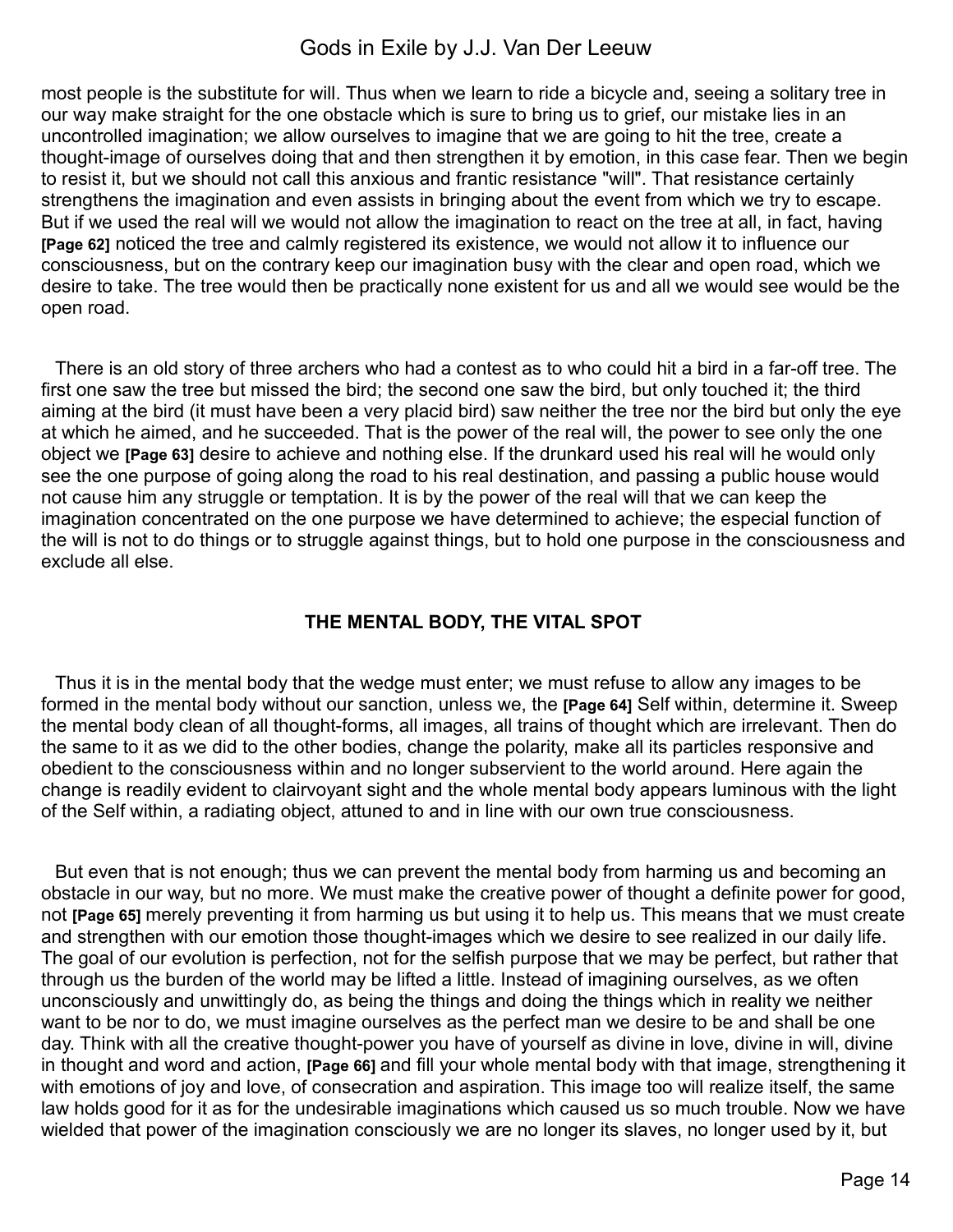most people is the substitute for will. Thus when we learn to ride a bicycle and, seeing a solitary tree in our way make straight for the one obstacle which is sure to bring us to grief, our mistake lies in an uncontrolled imagination; we allow ourselves to imagine that we are going to hit the tree, create a thought-image of ourselves doing that and then strengthen it by emotion, in this case fear. Then we begin to resist it, but we should not call this anxious and frantic resistance "will". That resistance certainly strengthens the imagination and even assists in bringing about the event from which we try to escape. But if we used the real will we would not allow the imagination to react on the tree at all, in fact, having **[Page 62]** noticed the tree and calmly registered its existence, we would not allow it to influence our consciousness, but on the contrary keep our imagination busy with the clear and open road, which we desire to take. The tree would then be practically none existent for us and all we would see would be the open road.

There is an old story of three archers who had a contest as to who could hit a bird in a far-off tree. The first one saw the tree but missed the bird; the second one saw the bird, but only touched it; the third aiming at the bird (it must have been a very placid bird) saw neither the tree nor the bird but only the eye at which he aimed, and he succeeded. That is the power of the real will, the power to see only the one object we **[Page 63]** desire to achieve and nothing else. If the drunkard used his real will he would only see the one purpose of going along the road to his real destination, and passing a public house would not cause him any struggle or temptation. It is by the power of the real will that we can keep the imagination concentrated on the one purpose we have determined to achieve; the especial function of the will is not to do things or to struggle against things, but to hold one purpose in the consciousness and exclude all else.

### THE MENTAL BODY, THE VITAL SPOT

Thus it is in the mental body that the wedge must enter; we must refuse to allow any images to be formed in the mental body without our sanction, unless we, the **[Page 64]** Self within, determine it. Sweep the mental body clean of all thought-forms, all images, all trains of thought which are irrelevant. Then do the same to it as we did to the other bodies, change the polarity, make all its particles responsive and obedient to the consciousness within and no longer subservient to the world around. Here again the change is readily evident to clairvoyant sight and the whole mental body appears luminous with the light of the Self within, a radiating object, attuned to and in line with our own true consciousness.

But even that is not enough; thus we can prevent the mental body from harming us and becoming an obstacle in our way, but no more. We must make the creative power of thought a definite power for good, not **[Page 65]** merely preventing it from harming us but using it to help us. This means that we must create and strengthen with our emotion those thought-images which we desire to see realized in our daily life. The goal of our evolution is perfection, not for the selfish purpose that we may be perfect, but rather that through us the burden of the world may be lifted a little. Instead of imagining ourselves, as we often unconsciously and unwittingly do, as being the things and doing the things which in reality we neither want to be nor to do, we must imagine ourselves as the perfect man we desire to be and shall be one day. Think with all the creative thought-power you have of yourself as divine in love, divine in will, divine in thought and word and action, **[Page 66]** and fill your whole mental body with that image, strengthening it with emotions of joy and love, of consecration and aspiration. This image too will realize itself, the same law holds good for it as for the undesirable imaginations which caused us so much trouble. Now we have wielded that power of the imagination consciously we are no longer its slaves, no longer used by it, but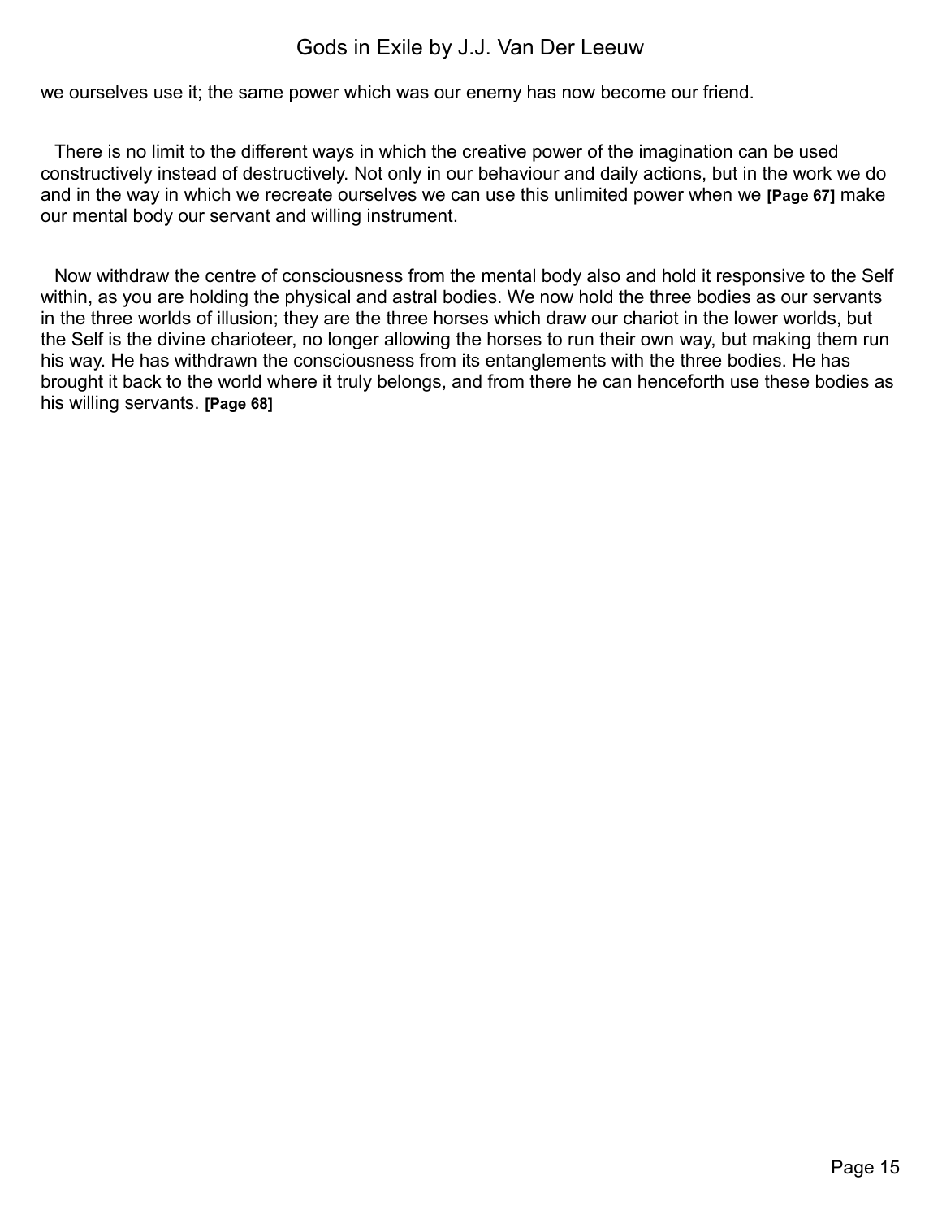we ourselves use it; the same power which was our enemy has now become our friend.

There is no limit to the different ways in which the creative power of the imagination can be used constructively instead of destructively. Not only in our behaviour and daily actions, but in the work we do and in the way in which we recreate ourselves we can use this unlimited power when we **[Page 67]** make our mental body our servant and willing instrument.

Now withdraw the centre of consciousness from the mental body also and hold it responsive to the Self within, as you are holding the physical and astral bodies. We now hold the three bodies as our servants in the three worlds of illusion; they are the three horses which draw our chariot in the lower worlds, but the Self is the divine charioteer, no longer allowing the horses to run their own way, but making them run his way. He has withdrawn the consciousness from its entanglements with the three bodies. He has brought it back to the world where it truly belongs, and from there he can henceforth use these bodies as his willing servants. **[Page 68]**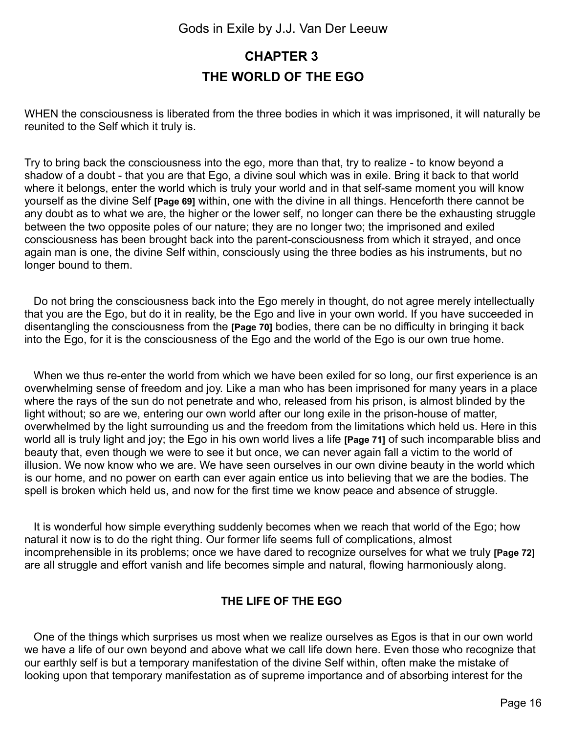## CHAPTER 3

## THE WORLD OF THE EGO

WHEN the consciousness is liberated from the three bodies in which it was imprisoned, it will naturally be reunited to the Self which it truly is.

Try to bring back the consciousness into the ego, more than that, try to realize - to know beyond a shadow of a doubt - that you are that Ego, a divine soul which was in exile. Bring it back to that world where it belongs, enter the world which is truly your world and in that self-same moment you will know yourself as the divine Self **[Page 69]** within, one with the divine in all things. Henceforth there cannot be any doubt as to what we are, the higher or the lower self, no longer can there be the exhausting struggle between the two opposite poles of our nature; they are no longer two; the imprisoned and exiled consciousness has been brought back into the parent-consciousness from which it strayed, and once again man is one, the divine Self within, consciously using the three bodies as his instruments, but no longer bound to them.

Do not bring the consciousness back into the Ego merely in thought, do not agree merely intellectually that you are the Ego, but do it in reality, be the Ego and live in your own world. If you have succeeded in disentangling the consciousness from the **[Page 70]** bodies, there can be no difficulty in bringing it back into the Ego, for it is the consciousness of the Ego and the world of the Ego is our own true home.

When we thus re-enter the world from which we have been exiled for so long, our first experience is an overwhelming sense of freedom and joy. Like a man who has been imprisoned for many years in a place where the rays of the sun do not penetrate and who, released from his prison, is almost blinded by the light without; so are we, entering our own world after our long exile in the prison-house of matter, overwhelmed by the light surrounding us and the freedom from the limitations which held us. Here in this world all is truly light and joy; the Ego in his own world lives a life **[Page 71]** of such incomparable bliss and beauty that, even though we were to see it but once, we can never again fall a victim to the world of illusion. We now know who we are. We have seen ourselves in our own divine beauty in the world which is our home, and no power on earth can ever again entice us into believing that we are the bodies. The spell is broken which held us, and now for the first time we know peace and absence of struggle.

It is wonderful how simple everything suddenly becomes when we reach that world of the Ego; how natural it now is to do the right thing. Our former life seems full of complications, almost incomprehensible in its problems; once we have dared to recognize ourselves for what we truly **[Page 72]** are all struggle and effort vanish and life becomes simple and natural, flowing harmoniously along.

### THE LIFE OF THE EGO

One of the things which surprises us most when we realize ourselves as Egos is that in our own world we have a life of our own beyond and above what we call life down here. Even those who recognize that our earthly self is but a temporary manifestation of the divine Self within, often make the mistake of looking upon that temporary manifestation as of supreme importance and of absorbing interest for the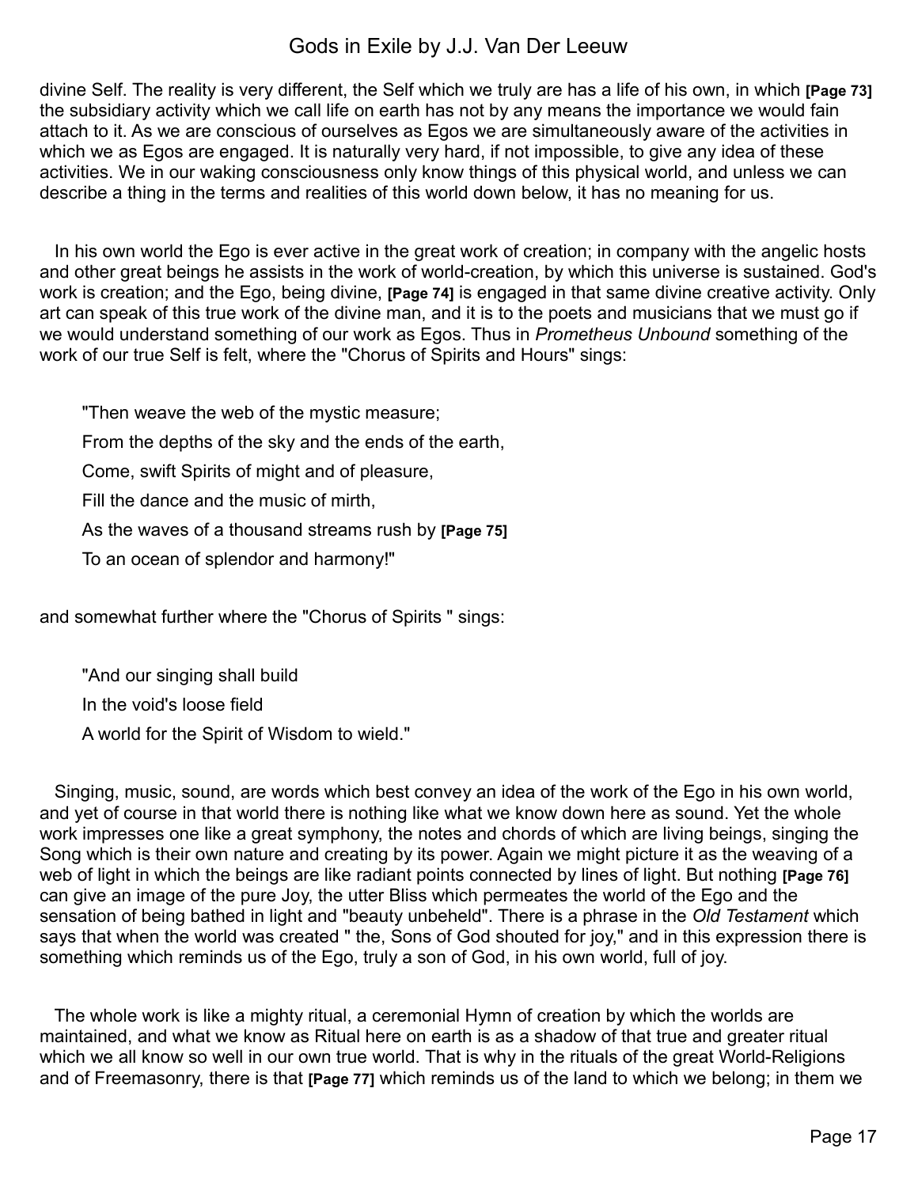divine Self. The reality is very different, the Self which we truly are has a life of his own, in which **[Page 73]** the subsidiary activity which we call life on earth has not by any means the importance we would fain attach to it. As we are conscious of ourselves as Egos we are simultaneously aware of the activities in which we as Egos are engaged. It is naturally very hard, if not impossible, to give any idea of these activities. We in our waking consciousness only know things of this physical world, and unless we can describe a thing in the terms and realities of this world down below, it has no meaning for us.

In his own world the Ego is ever active in the great work of creation; in company with the angelic hosts and other great beings he assists in the work of world-creation, by which this universe is sustained. God's work is creation; and the Ego, being divine, **[Page 74]** is engaged in that same divine creative activity. Only art can speak of this true work of the divine man, and it is to the poets and musicians that we must go if we would understand something of our work as Egos. Thus in *Prometheus Unbound* something of the work of our true Self is felt, where the "Chorus of Spirits and Hours" sings:

> "Then weave the web of the mystic measure;
> From the depths of the sky and the ends of the earth,
> Come, swift Spirits of might and of pleasure,
> Fill the dance and the music of mirth,
> As the waves of a thousand streams rush by **[Page 75]**
> To an ocean of splendor and harmony!"

and somewhat further where the "Chorus of Spirits " sings:

> "And our singing shall build
> In the void's loose field
> A world for the Spirit of Wisdom to wield."

Singing, music, sound, are words which best convey an idea of the work of the Ego in his own world, and yet of course in that world there is nothing like what we know down here as sound. Yet the whole work impresses one like a great symphony, the notes and chords of which are living beings, singing the Song which is their own nature and creating by its power. Again we might picture it as the weaving of a web of light in which the beings are like radiant points connected by lines of light. But nothing **[Page 76]** can give an image of the pure Joy, the utter Bliss which permeates the world of the Ego and the sensation of being bathed in light and "beauty unbeheld". There is a phrase in the *Old Testament* which says that when the world was created " the, Sons of God shouted for joy," and in this expression there is something which reminds us of the Ego, truly a son of God, in his own world, full of joy.

The whole work is like a mighty ritual, a ceremonial Hymn of creation by which the worlds are maintained, and what we know as Ritual here on earth is as a shadow of that true and greater ritual which we all know so well in our own true world. That is why in the rituals of the great World-Religions and of Freemasonry, there is that **[Page 77]** which reminds us of the land to which we belong; in them we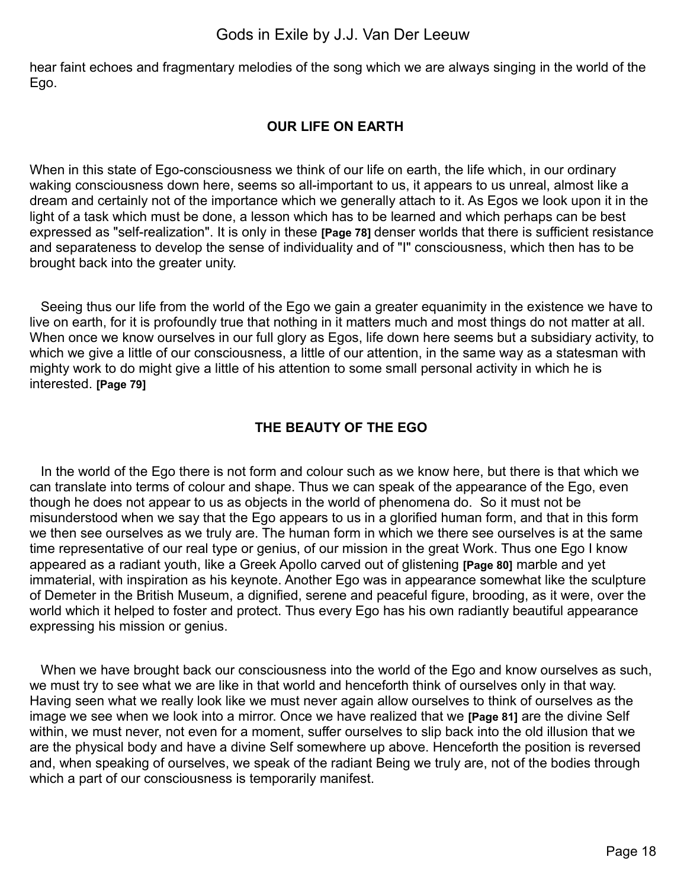hear faint echoes and fragmentary melodies of the song which we are always singing in the world of the Ego.

### OUR LIFE ON EARTH

When in this state of Ego-consciousness we think of our life on earth, the life which, in our ordinary waking consciousness down here, seems so all-important to us, it appears to us unreal, almost like a dream and certainly not of the importance which we generally attach to it. As Egos we look upon it in the light of a task which must be done, a lesson which has to be learned and which perhaps can be best expressed as "self-realization". It is only in these **[Page 78]** denser worlds that there is sufficient resistance and separateness to develop the sense of individuality and of "I" consciousness, which then has to be brought back into the greater unity.

Seeing thus our life from the world of the Ego we gain a greater equanimity in the existence we have to live on earth, for it is profoundly true that nothing in it matters much and most things do not matter at all. When once we know ourselves in our full glory as Egos, life down here seems but a subsidiary activity, to which we give a little of our consciousness, a little of our attention, in the same way as a statesman with mighty work to do might give a little of his attention to some small personal activity in which he is interested. **[Page 79]**

### THE BEAUTY OF THE EGO

In the world of the Ego there is not form and colour such as we know here, but there is that which we can translate into terms of colour and shape. Thus we can speak of the appearance of the Ego, even though he does not appear to us as objects in the world of phenomena do. So it must not be misunderstood when we say that the Ego appears to us in a glorified human form, and that in this form we then see ourselves as we truly are. The human form in which we there see ourselves is at the same time representative of our real type or genius, of our mission in the great Work. Thus one Ego I know appeared as a radiant youth, like a Greek Apollo carved out of glistening **[Page 80]** marble and yet immaterial, with inspiration as his keynote. Another Ego was in appearance somewhat like the sculpture of Demeter in the British Museum, a dignified, serene and peaceful figure, brooding, as it were, over the world which it helped to foster and protect. Thus every Ego has his own radiantly beautiful appearance expressing his mission or genius.

When we have brought back our consciousness into the world of the Ego and know ourselves as such, we must try to see what we are like in that world and henceforth think of ourselves only in that way. Having seen what we really look like we must never again allow ourselves to think of ourselves as the image we see when we look into a mirror. Once we have realized that we **[Page 81]** are the divine Self within, we must never, not even for a moment, suffer ourselves to slip back into the old illusion that we are the physical body and have a divine Self somewhere up above. Henceforth the position is reversed and, when speaking of ourselves, we speak of the radiant Being we truly are, not of the bodies through which a part of our consciousness is temporarily manifest.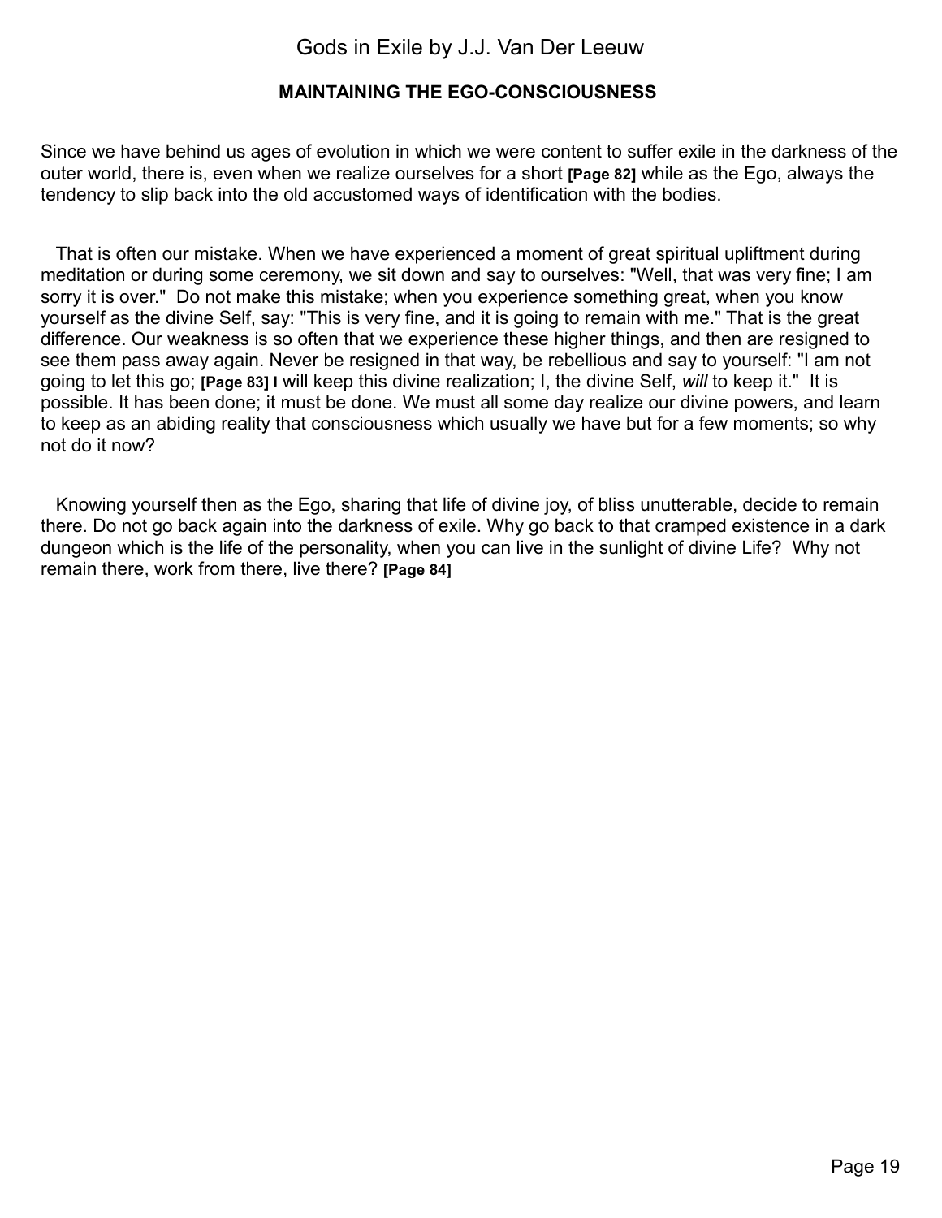## MAINTAINING THE EGO-CONSCIOUSNESS

Since we have behind us ages of evolution in which we were content to suffer exile in the darkness of the outer world, there is, even when we realize ourselves for a short **[Page 82]** while as the Ego, always the tendency to slip back into the old accustomed ways of identification with the bodies.

That is often our mistake. When we have experienced a moment of great spiritual upliftment during meditation or during some ceremony, we sit down and say to ourselves: "Well, that was very fine; I am sorry it is over." Do not make this mistake; when you experience something great, when you know yourself as the divine Self, say: "This is very fine, and it is going to remain with me." That is the great difference. Our weakness is so often that we experience these higher things, and then are resigned to see them pass away again. Never be resigned in that way, be rebellious and say to yourself: "I am not going to let this go; **[Page 83]** I will keep this divine realization; I, the divine Self, *will* to keep it." It is possible. It has been done; it must be done. We must all some day realize our divine powers, and learn to keep as an abiding reality that consciousness which usually we have but for a few moments; so why not do it now?

Knowing yourself then as the Ego, sharing that life of divine joy, of bliss unutterable, decide to remain there. Do not go back again into the darkness of exile. Why go back to that cramped existence in a dark dungeon which is the life of the personality, when you can live in the sunlight of divine Life? Why not remain there, work from there, live there? **[Page 84]**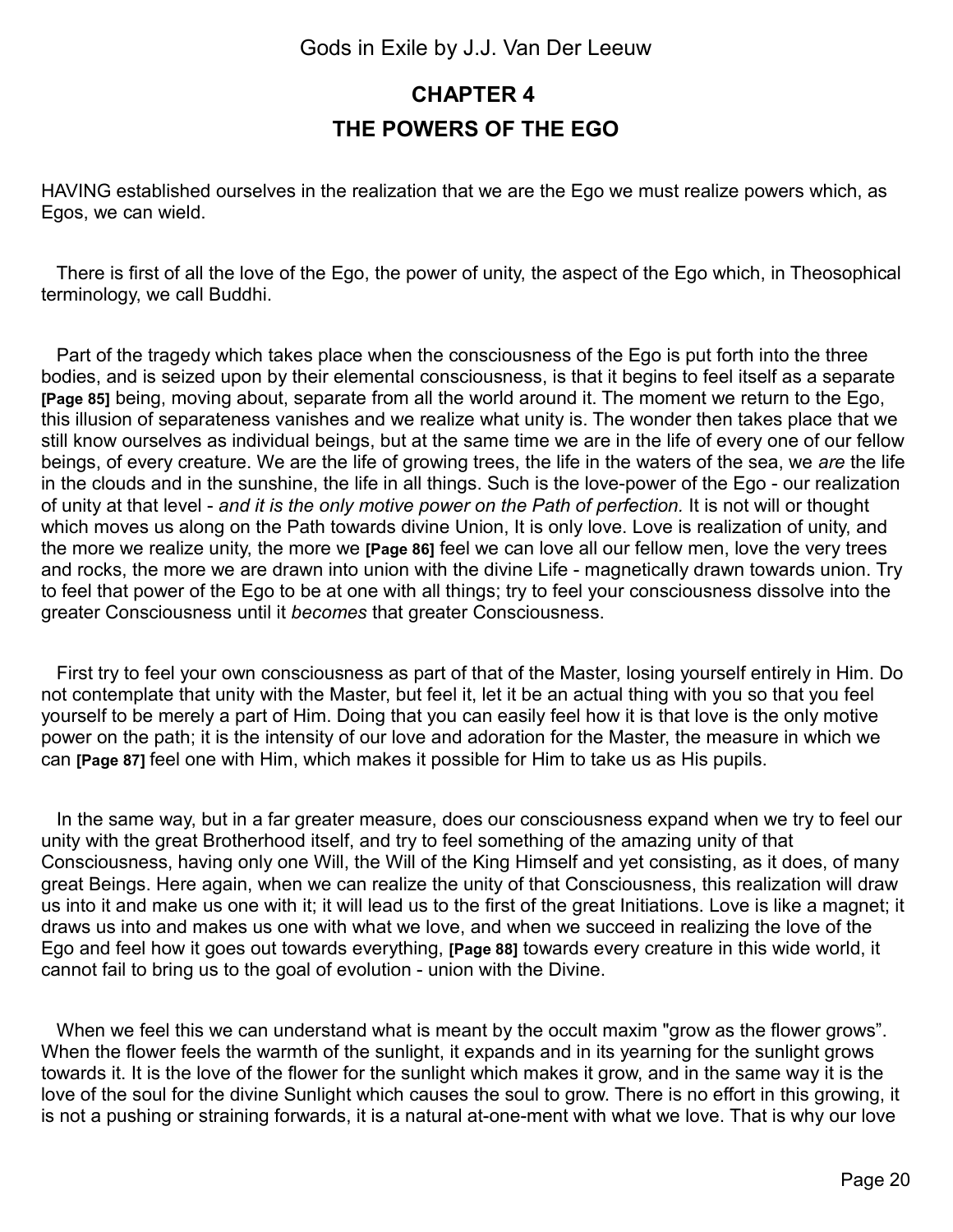# CHAPTER 4
# THE POWERS OF THE EGO

HAVING established ourselves in the realization that we are the Ego we must realize powers which, as Egos, we can wield.

There is first of all the love of the Ego, the power of unity, the aspect of the Ego which, in Theosophical terminology, we call Buddhi.

Part of the tragedy which takes place when the consciousness of the Ego is put forth into the three bodies, and is seized upon by their elemental consciousness, is that it begins to feel itself as a separate **[Page 85]** being, moving about, separate from all the world around it. The moment we return to the Ego, this illusion of separateness vanishes and we realize what unity is. The wonder then takes place that we still know ourselves as individual beings, but at the same time we are in the life of every one of our fellow beings, of every creature. We are the life of growing trees, the life in the waters of the sea, we *are* the life in the clouds and in the sunshine, the life in all things. Such is the love-power of the Ego - our realization of unity at that level - *and it is the only motive power on the Path of perfection.* It is not will or thought which moves us along on the Path towards divine Union, It is only love. Love is realization of unity, and the more we realize unity, the more we **[Page 86]** feel we can love all our fellow men, love the very trees and rocks, the more we are drawn into union with the divine Life - magnetically drawn towards union. Try to feel that power of the Ego to be at one with all things; try to feel your consciousness dissolve into the greater Consciousness until it *becomes* that greater Consciousness.

First try to feel your own consciousness as part of that of the Master, losing yourself entirely in Him. Do not contemplate that unity with the Master, but feel it, let it be an actual thing with you so that you feel yourself to be merely a part of Him. Doing that you can easily feel how it is that love is the only motive power on the path; it is the intensity of our love and adoration for the Master, the measure in which we can **[Page 87]** feel one with Him, which makes it possible for Him to take us as His pupils.

In the same way, but in a far greater measure, does our consciousness expand when we try to feel our unity with the great Brotherhood itself, and try to feel something of the amazing unity of that Consciousness, having only one Will, the Will of the King Himself and yet consisting, as it does, of many great Beings. Here again, when we can realize the unity of that Consciousness, this realization will draw us into it and make us one with it; it will lead us to the first of the great Initiations. Love is like a magnet; it draws us into and makes us one with what we love, and when we succeed in realizing the love of the Ego and feel how it goes out towards everything, **[Page 88]** towards every creature in this wide world, it cannot fail to bring us to the goal of evolution - union with the Divine.

When we feel this we can understand what is meant by the occult maxim "grow as the flower grows". When the flower feels the warmth of the sunlight, it expands and in its yearning for the sunlight grows towards it. It is the love of the flower for the sunlight which makes it grow, and in the same way it is the love of the soul for the divine Sunlight which causes the soul to grow. There is no effort in this growing, it is not a pushing or straining forwards, it is a natural at-one-ment with what we love. That is why our love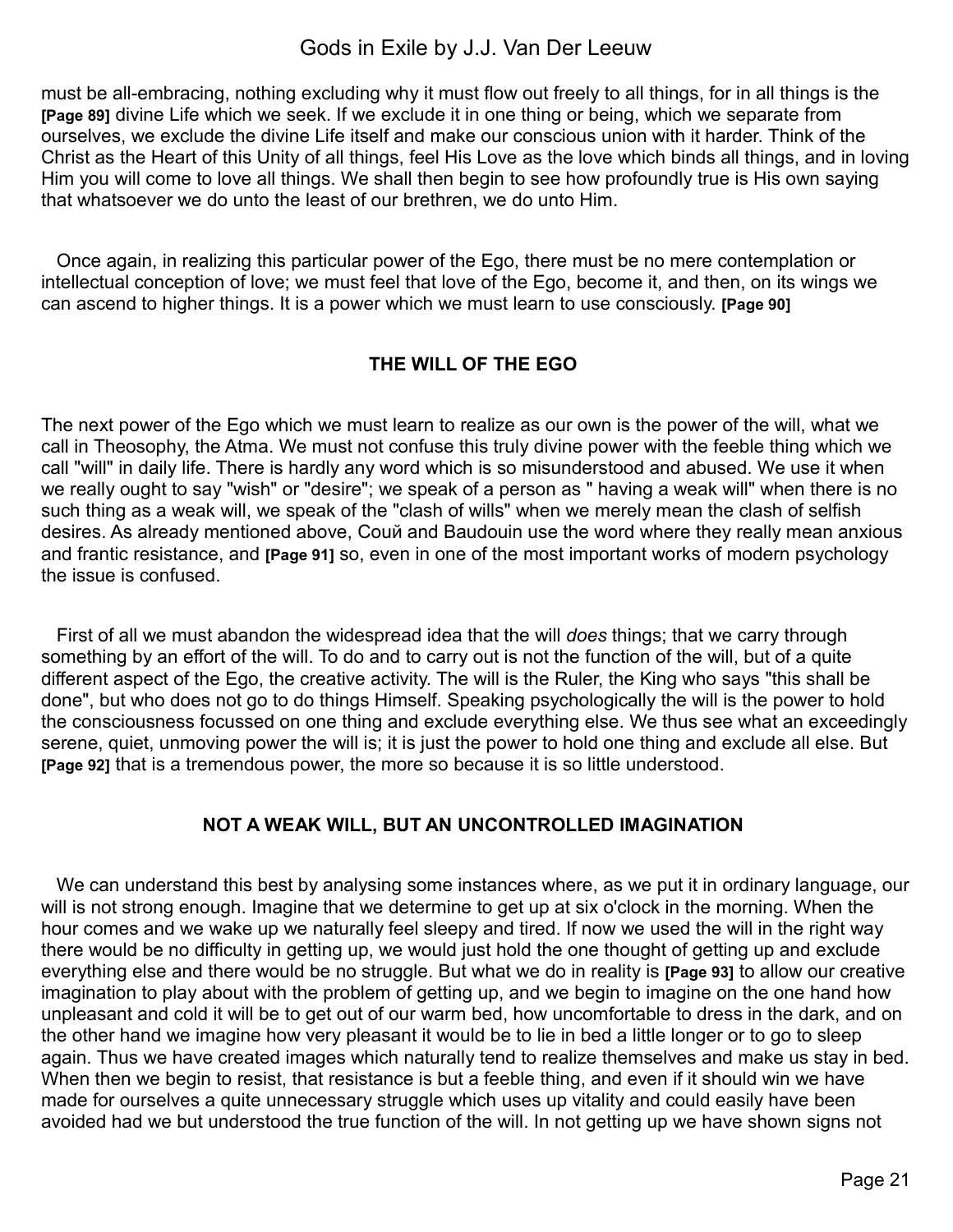must be all-embracing, nothing excluding why it must flow out freely to all things, for in all things is the **[Page 89]** divine Life which we seek. If we exclude it in one thing or being, which we separate from ourselves, we exclude the divine Life itself and make our conscious union with it harder. Think of the Christ as the Heart of this Unity of all things, feel His Love as the love which binds all things, and in loving Him you will come to love all things. We shall then begin to see how profoundly true is His own saying that whatsoever we do unto the least of our brethren, we do unto Him.

Once again, in realizing this particular power of the Ego, there must be no mere contemplation or intellectual conception of love; we must feel that love of the Ego, become it, and then, on its wings we can ascend to higher things. It is a power which we must learn to use consciously. **[Page 90]**

### THE WILL OF THE EGO

The next power of the Ego which we must learn to realize as our own is the power of the will, what we call in Theosophy, the Atma. We must not confuse this truly divine power with the feeble thing which we call "will" in daily life. There is hardly any word which is so misunderstood and abused. We use it when we really ought to say "wish" or "desire"; we speak of a person as " having a weak will" when there is no such thing as a weak will, we speak of the "clash of wills" when we merely mean the clash of selfish desires. As already mentioned above, Couй and Baudouin use the word where they really mean anxious and frantic resistance, and **[Page 91]** so, even in one of the most important works of modern psychology the issue is confused.

First of all we must abandon the widespread idea that the will *does* things; that we carry through something by an effort of the will. To do and to carry out is not the function of the will, but of a quite different aspect of the Ego, the creative activity. The will is the Ruler, the King who says "this shall be done", but who does not go to do things Himself. Speaking psychologically the will is the power to hold the consciousness focussed on one thing and exclude everything else. We thus see what an exceedingly serene, quiet, unmoving power the will is; it is just the power to hold one thing and exclude all else. But **[Page 92]** that is a tremendous power, the more so because it is so little understood.

### NOT A WEAK WILL, BUT AN UNCONTROLLED IMAGINATION

We can understand this best by analysing some instances where, as we put it in ordinary language, our will is not strong enough. Imagine that we determine to get up at six o'clock in the morning. When the hour comes and we wake up we naturally feel sleepy and tired. If now we used the will in the right way there would be no difficulty in getting up, we would just hold the one thought of getting up and exclude everything else and there would be no struggle. But what we do in reality is **[Page 93]** to allow our creative imagination to play about with the problem of getting up, and we begin to imagine on the one hand how unpleasant and cold it will be to get out of our warm bed, how uncomfortable to dress in the dark, and on the other hand we imagine how very pleasant it would be to lie in bed a little longer or to go to sleep again. Thus we have created images which naturally tend to realize themselves and make us stay in bed. When then we begin to resist, that resistance is but a feeble thing, and even if it should win we have made for ourselves a quite unnecessary struggle which uses up vitality and could easily have been avoided had we but understood the true function of the will. In not getting up we have shown signs not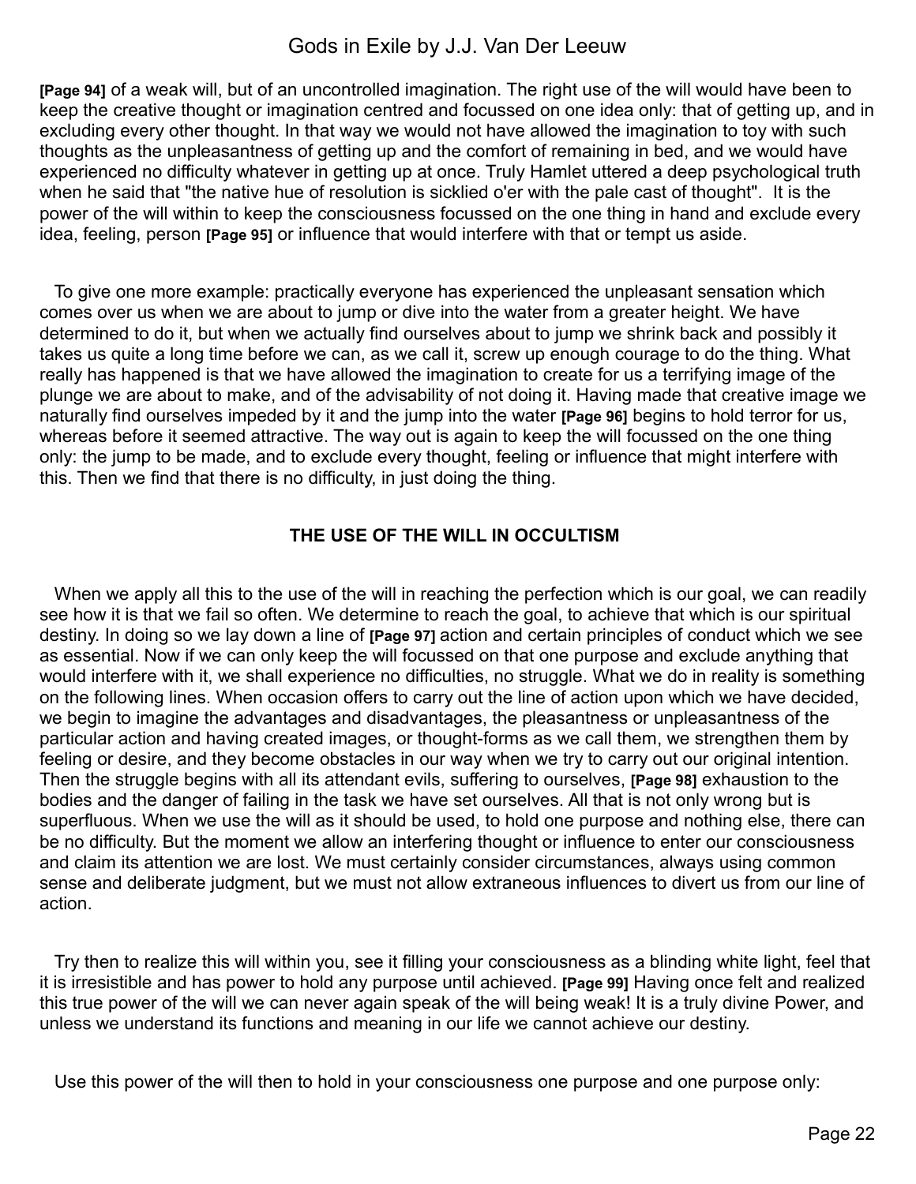**[Page 94]** of a weak will, but of an uncontrolled imagination. The right use of the will would have been to keep the creative thought or imagination centred and focussed on one idea only: that of getting up, and in excluding every other thought. In that way we would not have allowed the imagination to toy with such thoughts as the unpleasantness of getting up and the comfort of remaining in bed, and we would have experienced no difficulty whatever in getting up at once. Truly Hamlet uttered a deep psychological truth when he said that "the native hue of resolution is sicklied o'er with the pale cast of thought". It is the power of the will within to keep the consciousness focussed on the one thing in hand and exclude every idea, feeling, person **[Page 95]** or influence that would interfere with that or tempt us aside.

To give one more example: practically everyone has experienced the unpleasant sensation which comes over us when we are about to jump or dive into the water from a greater height. We have determined to do it, but when we actually find ourselves about to jump we shrink back and possibly it takes us quite a long time before we can, as we call it, screw up enough courage to do the thing. What really has happened is that we have allowed the imagination to create for us a terrifying image of the plunge we are about to make, and of the advisability of not doing it. Having made that creative image we naturally find ourselves impeded by it and the jump into the water **[Page 96]** begins to hold terror for us, whereas before it seemed attractive. The way out is again to keep the will focussed on the one thing only: the jump to be made, and to exclude every thought, feeling or influence that might interfere with this. Then we find that there is no difficulty, in just doing the thing.

### THE USE OF THE WILL IN OCCULTISM

When we apply all this to the use of the will in reaching the perfection which is our goal, we can readily see how it is that we fail so often. We determine to reach the goal, to achieve that which is our spiritual destiny. In doing so we lay down a line of **[Page 97]** action and certain principles of conduct which we see as essential. Now if we can only keep the will focussed on that one purpose and exclude anything that would interfere with it, we shall experience no difficulties, no struggle. What we do in reality is something on the following lines. When occasion offers to carry out the line of action upon which we have decided, we begin to imagine the advantages and disadvantages, the pleasantness or unpleasantness of the particular action and having created images, or thought-forms as we call them, we strengthen them by feeling or desire, and they become obstacles in our way when we try to carry out our original intention. Then the struggle begins with all its attendant evils, suffering to ourselves, **[Page 98]** exhaustion to the bodies and the danger of failing in the task we have set ourselves. All that is not only wrong but is superfluous. When we use the will as it should be used, to hold one purpose and nothing else, there can be no difficulty. But the moment we allow an interfering thought or influence to enter our consciousness and claim its attention we are lost. We must certainly consider circumstances, always using common sense and deliberate judgment, but we must not allow extraneous influences to divert us from our line of action.

Try then to realize this will within you, see it filling your consciousness as a blinding white light, feel that it is irresistible and has power to hold any purpose until achieved. **[Page 99]** Having once felt and realized this true power of the will we can never again speak of the will being weak! It is a truly divine Power, and unless we understand its functions and meaning in our life we cannot achieve our destiny.

Use this power of the will then to hold in your consciousness one purpose and one purpose only: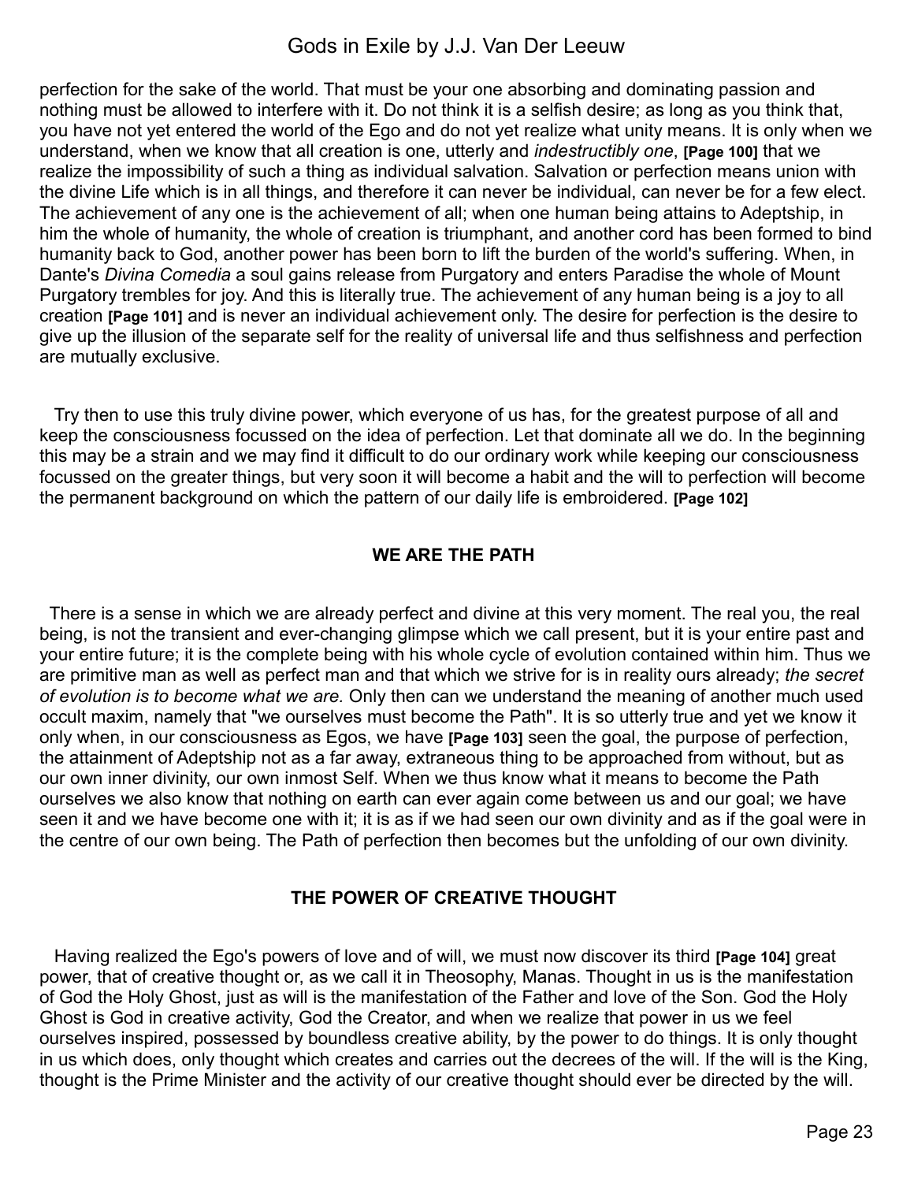perfection for the sake of the world. That must be your one absorbing and dominating passion and nothing must be allowed to interfere with it. Do not think it is a selfish desire; as long as you think that, you have not yet entered the world of the Ego and do not yet realize what unity means. It is only when we understand, when we know that all creation is one, utterly and *indestructibly one*, **[Page 100]** that we realize the impossibility of such a thing as individual salvation. Salvation or perfection means union with the divine Life which is in all things, and therefore it can never be individual, can never be for a few elect. The achievement of any one is the achievement of all; when one human being attains to Adeptship, in him the whole of humanity, the whole of creation is triumphant, and another cord has been formed to bind humanity back to God, another power has been born to lift the burden of the world's suffering. When, in Dante's *Divina Comedia* a soul gains release from Purgatory and enters Paradise the whole of Mount Purgatory trembles for joy. And this is literally true. The achievement of any human being is a joy to all creation **[Page 101]** and is never an individual achievement only. The desire for perfection is the desire to give up the illusion of the separate self for the reality of universal life and thus selfishness and perfection are mutually exclusive.

Try then to use this truly divine power, which everyone of us has, for the greatest purpose of all and keep the consciousness focussed on the idea of perfection. Let that dominate all we do. In the beginning this may be a strain and we may find it difficult to do our ordinary work while keeping our consciousness focussed on the greater things, but very soon it will become a habit and the will to perfection will become the permanent background on which the pattern of our daily life is embroidered. **[Page 102]**

## WE ARE THE PATH

There is a sense in which we are already perfect and divine at this very moment. The real you, the real being, is not the transient and ever-changing glimpse which we call present, but it is your entire past and your entire future; it is the complete being with his whole cycle of evolution contained within him. Thus we are primitive man as well as perfect man and that which we strive for is in reality ours already; *the secret of evolution is to become what we are.* Only then can we understand the meaning of another much used occult maxim, namely that "we ourselves must become the Path". It is so utterly true and yet we know it only when, in our consciousness as Egos, we have **[Page 103]** seen the goal, the purpose of perfection, the attainment of Adeptship not as a far away, extraneous thing to be approached from without, but as our own inner divinity, our own inmost Self. When we thus know what it means to become the Path ourselves we also know that nothing on earth can ever again come between us and our goal; we have seen it and we have become one with it; it is as if we had seen our own divinity and as if the goal were in the centre of our own being. The Path of perfection then becomes but the unfolding of our own divinity.

## THE POWER OF CREATIVE THOUGHT

Having realized the Ego's powers of love and of will, we must now discover its third **[Page 104]** great power, that of creative thought or, as we call it in Theosophy, Manas. Thought in us is the manifestation of God the Holy Ghost, just as will is the manifestation of the Father and love of the Son. God the Holy Ghost is God in creative activity, God the Creator, and when we realize that power in us we feel ourselves inspired, possessed by boundless creative ability, by the power to do things. It is only thought in us which does, only thought which creates and carries out the decrees of the will. If the will is the King, thought is the Prime Minister and the activity of our creative thought should ever be directed by the will.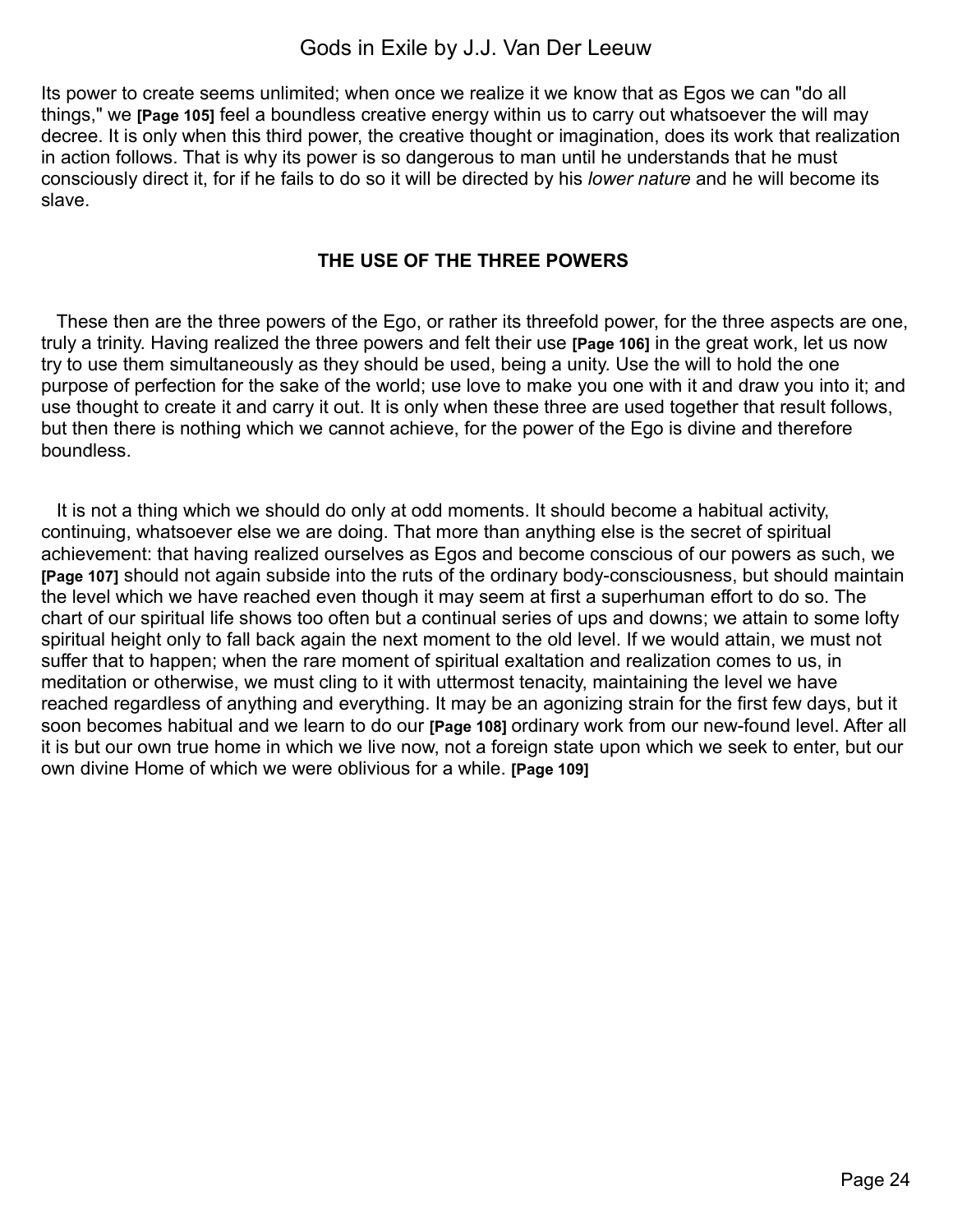Its power to create seems unlimited; when once we realize it we know that as Egos we can "do all things," we **[Page 105]** feel a boundless creative energy within us to carry out whatsoever the will may decree. It is only when this third power, the creative thought or imagination, does its work that realization in action follows. That is why its power is so dangerous to man until he understands that he must consciously direct it, for if he fails to do so it will be directed by his *lower nature* and he will become its slave.

### THE USE OF THE THREE POWERS

These then are the three powers of the Ego, or rather its threefold power, for the three aspects are one, truly a trinity. Having realized the three powers and felt their use **[Page 106]** in the great work, let us now try to use them simultaneously as they should be used, being a unity. Use the will to hold the one purpose of perfection for the sake of the world; use love to make you one with it and draw you into it; and use thought to create it and carry it out. It is only when these three are used together that result follows, but then there is nothing which we cannot achieve, for the power of the Ego is divine and therefore boundless.

It is not a thing which we should do only at odd moments. It should become a habitual activity, continuing, whatsoever else we are doing. That more than anything else is the secret of spiritual achievement: that having realized ourselves as Egos and become conscious of our powers as such, we **[Page 107]** should not again subside into the ruts of the ordinary body-consciousness, but should maintain the level which we have reached even though it may seem at first a superhuman effort to do so. The chart of our spiritual life shows too often but a continual series of ups and downs; we attain to some lofty spiritual height only to fall back again the next moment to the old level. If we would attain, we must not suffer that to happen; when the rare moment of spiritual exaltation and realization comes to us, in meditation or otherwise, we must cling to it with uttermost tenacity, maintaining the level we have reached regardless of anything and everything. It may be an agonizing strain for the first few days, but it soon becomes habitual and we learn to do our **[Page 108]** ordinary work from our new-found level. After all it is but our own true home in which we live now, not a foreign state upon which we seek to enter, but our own divine Home of which we were oblivious for a while. **[Page 109]**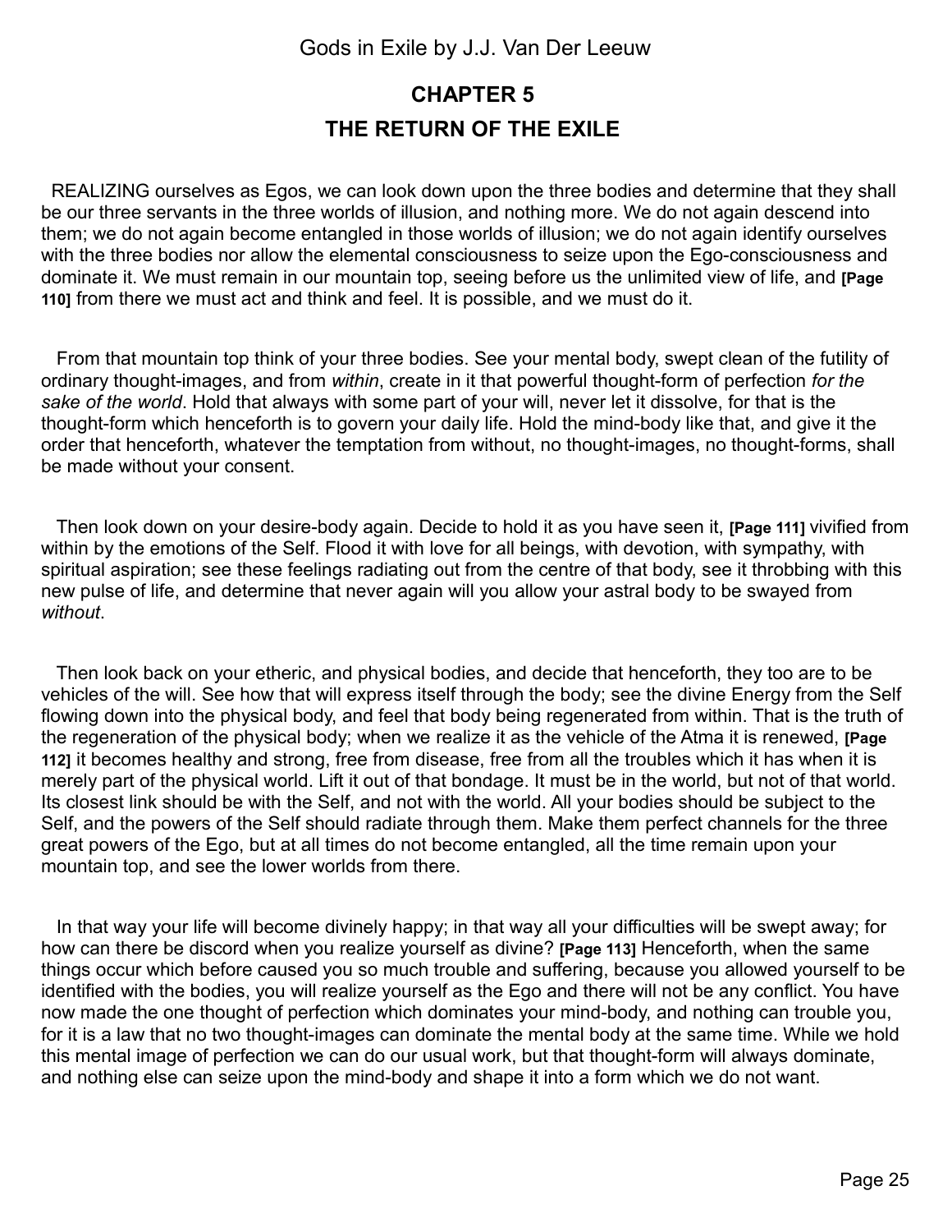## CHAPTER 5

## THE RETURN OF THE EXILE

REALIZING ourselves as Egos, we can look down upon the three bodies and determine that they shall be our three servants in the three worlds of illusion, and nothing more. We do not again descend into them; we do not again become entangled in those worlds of illusion; we do not again identify ourselves with the three bodies nor allow the elemental consciousness to seize upon the Ego-consciousness and dominate it. We must remain in our mountain top, seeing before us the unlimited view of life, and **[Page 110]** from there we must act and think and feel. It is possible, and we must do it.

From that mountain top think of your three bodies. See your mental body, swept clean of the futility of ordinary thought-images, and from *within*, create in it that powerful thought-form of perfection *for the sake of the world*. Hold that always with some part of your will, never let it dissolve, for that is the thought-form which henceforth is to govern your daily life. Hold the mind-body like that, and give it the order that henceforth, whatever the temptation from without, no thought-images, no thought-forms, shall be made without your consent.

Then look down on your desire-body again. Decide to hold it as you have seen it, **[Page 111]** vivified from within by the emotions of the Self. Flood it with love for all beings, with devotion, with sympathy, with spiritual aspiration; see these feelings radiating out from the centre of that body, see it throbbing with this new pulse of life, and determine that never again will you allow your astral body to be swayed from *without*.

Then look back on your etheric, and physical bodies, and decide that henceforth, they too are to be vehicles of the will. See how that will express itself through the body; see the divine Energy from the Self flowing down into the physical body, and feel that body being regenerated from within. That is the truth of the regeneration of the physical body; when we realize it as the vehicle of the Atma it is renewed, **[Page 112]** it becomes healthy and strong, free from disease, free from all the troubles which it has when it is merely part of the physical world. Lift it out of that bondage. It must be in the world, but not of that world. Its closest link should be with the Self, and not with the world. All your bodies should be subject to the Self, and the powers of the Self should radiate through them. Make them perfect channels for the three great powers of the Ego, but at all times do not become entangled, all the time remain upon your mountain top, and see the lower worlds from there.

In that way your life will become divinely happy; in that way all your difficulties will be swept away; for how can there be discord when you realize yourself as divine? **[Page 113]** Henceforth, when the same things occur which before caused you so much trouble and suffering, because you allowed yourself to be identified with the bodies, you will realize yourself as the Ego and there will not be any conflict. You have now made the one thought of perfection which dominates your mind-body, and nothing can trouble you, for it is a law that no two thought-images can dominate the mental body at the same time. While we hold this mental image of perfection we can do our usual work, but that thought-form will always dominate, and nothing else can seize upon the mind-body and shape it into a form which we do not want.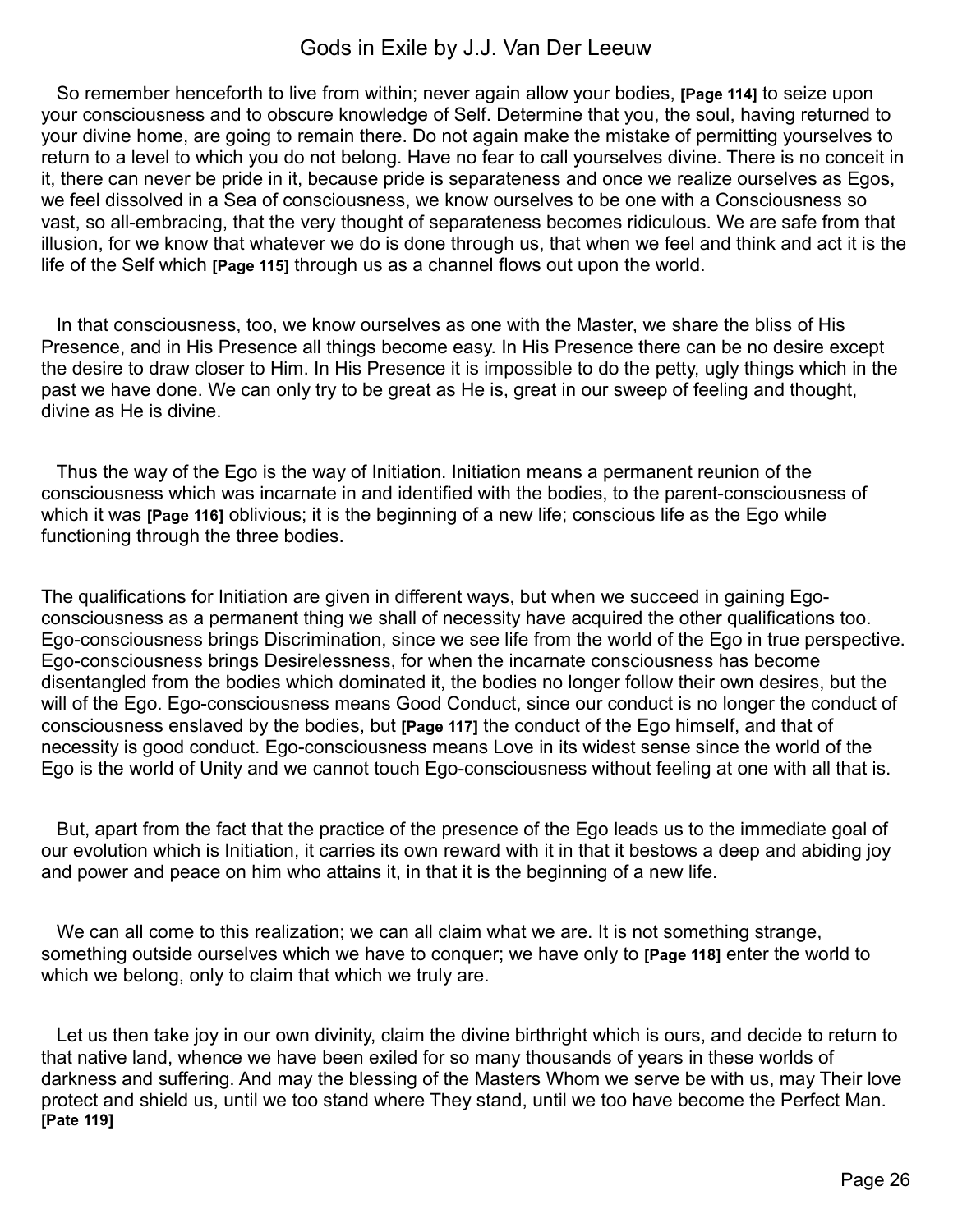So remember henceforth to live from within; never again allow your bodies, **[Page 114]** to seize upon your consciousness and to obscure knowledge of Self. Determine that you, the soul, having returned to your divine home, are going to remain there. Do not again make the mistake of permitting yourselves to return to a level to which you do not belong. Have no fear to call yourselves divine. There is no conceit in it, there can never be pride in it, because pride is separateness and once we realize ourselves as Egos, we feel dissolved in a Sea of consciousness, we know ourselves to be one with a Consciousness so vast, so all-embracing, that the very thought of separateness becomes ridiculous. We are safe from that illusion, for we know that whatever we do is done through us, that when we feel and think and act it is the life of the Self which **[Page 115]** through us as a channel flows out upon the world.

In that consciousness, too, we know ourselves as one with the Master, we share the bliss of His Presence, and in His Presence all things become easy. In His Presence there can be no desire except the desire to draw closer to Him. In His Presence it is impossible to do the petty, ugly things which in the past we have done. We can only try to be great as He is, great in our sweep of feeling and thought, divine as He is divine.

Thus the way of the Ego is the way of Initiation. Initiation means a permanent reunion of the consciousness which was incarnate in and identified with the bodies, to the parent-consciousness of which it was **[Page 116]** oblivious; it is the beginning of a new life; conscious life as the Ego while functioning through the three bodies.

The qualifications for Initiation are given in different ways, but when we succeed in gaining Ego-consciousness as a permanent thing we shall of necessity have acquired the other qualifications too. Ego-consciousness brings Discrimination, since we see life from the world of the Ego in true perspective. Ego-consciousness brings Desirelessness, for when the incarnate consciousness has become disentangled from the bodies which dominated it, the bodies no longer follow their own desires, but the will of the Ego. Ego-consciousness means Good Conduct, since our conduct is no longer the conduct of consciousness enslaved by the bodies, but **[Page 117]** the conduct of the Ego himself, and that of necessity is good conduct. Ego-consciousness means Love in its widest sense since the world of the Ego is the world of Unity and we cannot touch Ego-consciousness without feeling at one with all that is.

But, apart from the fact that the practice of the presence of the Ego leads us to the immediate goal of our evolution which is Initiation, it carries its own reward with it in that it bestows a deep and abiding joy and power and peace on him who attains it, in that it is the beginning of a new life.

We can all come to this realization; we can all claim what we are. It is not something strange, something outside ourselves which we have to conquer; we have only to **[Page 118]** enter the world to which we belong, only to claim that which we truly are.

Let us then take joy in our own divinity, claim the divine birthright which is ours, and decide to return to that native land, whence we have been exiled for so many thousands of years in these worlds of darkness and suffering. And may the blessing of the Masters Whom we serve be with us, may Their love protect and shield us, until we too stand where They stand, until we too have become the Perfect Man. **[Pate 119]**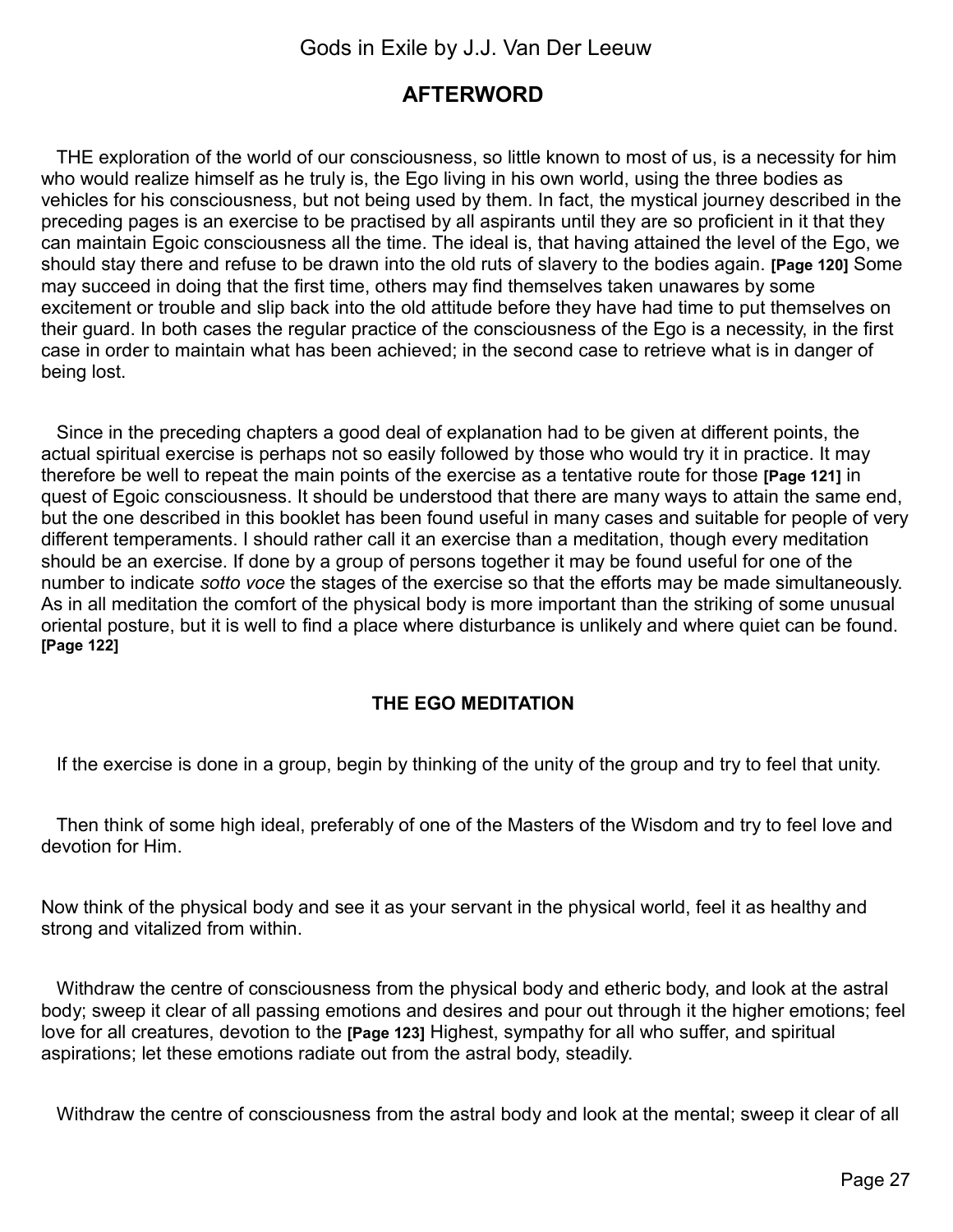## AFTERWORD

THE exploration of the world of our consciousness, so little known to most of us, is a necessity for him who would realize himself as he truly is, the Ego living in his own world, using the three bodies as vehicles for his consciousness, but not being used by them. In fact, the mystical journey described in the preceding pages is an exercise to be practised by all aspirants until they are so proficient in it that they can maintain Egoic consciousness all the time. The ideal is, that having attained the level of the Ego, we should stay there and refuse to be drawn into the old ruts of slavery to the bodies again. **[Page 120]** Some may succeed in doing that the first time, others may find themselves taken unawares by some excitement or trouble and slip back into the old attitude before they have had time to put themselves on their guard. In both cases the regular practice of the consciousness of the Ego is a necessity, in the first case in order to maintain what has been achieved; in the second case to retrieve what is in danger of being lost.

Since in the preceding chapters a good deal of explanation had to be given at different points, the actual spiritual exercise is perhaps not so easily followed by those who would try it in practice. It may therefore be well to repeat the main points of the exercise as a tentative route for those **[Page 121]** in quest of Egoic consciousness. It should be understood that there are many ways to attain the same end, but the one described in this booklet has been found useful in many cases and suitable for people of very different temperaments. I should rather call it an exercise than a meditation, though every meditation should be an exercise. If done by a group of persons together it may be found useful for one of the number to indicate *sotto voce* the stages of the exercise so that the efforts may be made simultaneously. As in all meditation the comfort of the physical body is more important than the striking of some unusual oriental posture, but it is well to find a place where disturbance is unlikely and where quiet can be found. **[Page 122]**

### THE EGO MEDITATION

If the exercise is done in a group, begin by thinking of the unity of the group and try to feel that unity.

Then think of some high ideal, preferably of one of the Masters of the Wisdom and try to feel love and devotion for Him.

Now think of the physical body and see it as your servant in the physical world, feel it as healthy and strong and vitalized from within.

Withdraw the centre of consciousness from the physical body and etheric body, and look at the astral body; sweep it clear of all passing emotions and desires and pour out through it the higher emotions; feel love for all creatures, devotion to the **[Page 123]** Highest, sympathy for all who suffer, and spiritual aspirations; let these emotions radiate out from the astral body, steadily.

Withdraw the centre of consciousness from the astral body and look at the mental; sweep it clear of all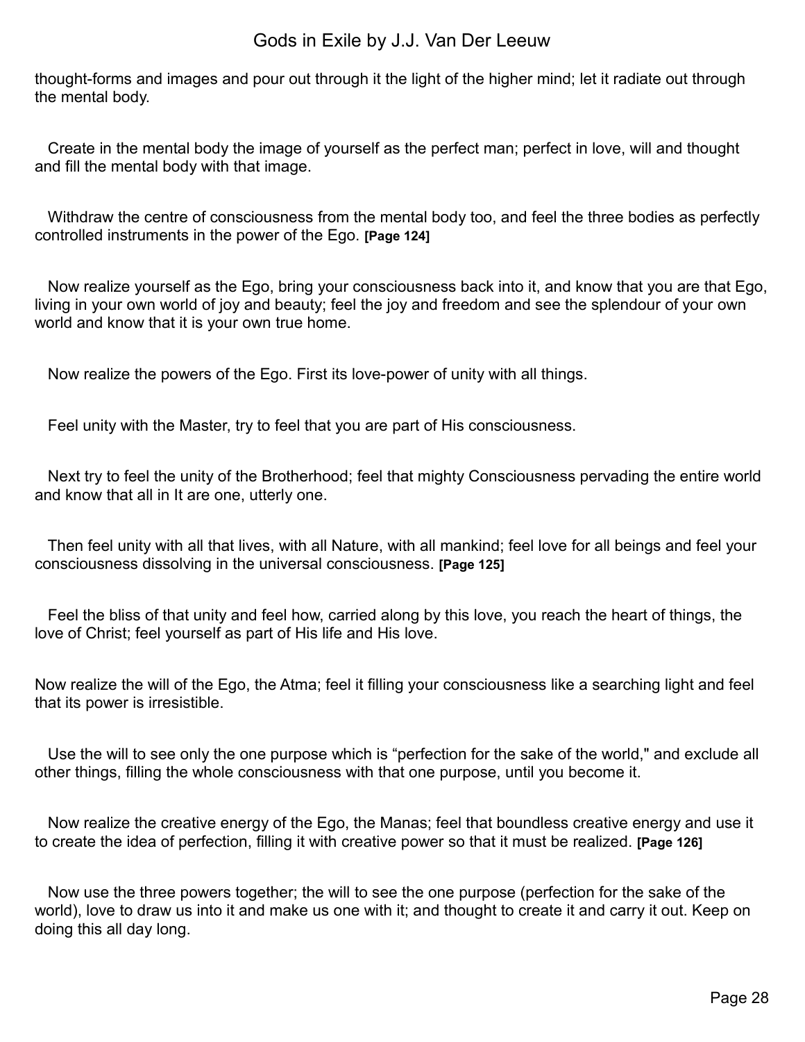thought-forms and images and pour out through it the light of the higher mind; let it radiate out through the mental body.

Create in the mental body the image of yourself as the perfect man; perfect in love, will and thought and fill the mental body with that image.

Withdraw the centre of consciousness from the mental body too, and feel the three bodies as perfectly controlled instruments in the power of the Ego. **[Page 124]**

Now realize yourself as the Ego, bring your consciousness back into it, and know that you are that Ego, living in your own world of joy and beauty; feel the joy and freedom and see the splendour of your own world and know that it is your own true home.

Now realize the powers of the Ego. First its love-power of unity with all things.

Feel unity with the Master, try to feel that you are part of His consciousness.

Next try to feel the unity of the Brotherhood; feel that mighty Consciousness pervading the entire world and know that all in It are one, utterly one.

Then feel unity with all that lives, with all Nature, with all mankind; feel love for all beings and feel your consciousness dissolving in the universal consciousness. **[Page 125]**

Feel the bliss of that unity and feel how, carried along by this love, you reach the heart of things, the love of Christ; feel yourself as part of His life and His love.

Now realize the will of the Ego, the Atma; feel it filling your consciousness like a searching light and feel that its power is irresistible.

Use the will to see only the one purpose which is "perfection for the sake of the world," and exclude all other things, filling the whole consciousness with that one purpose, until you become it.

Now realize the creative energy of the Ego, the Manas; feel that boundless creative energy and use it to create the idea of perfection, filling it with creative power so that it must be realized. **[Page 126]**

Now use the three powers together; the will to see the one purpose (perfection for the sake of the world), love to draw us into it and make us one with it; and thought to create it and carry it out. Keep on doing this all day long.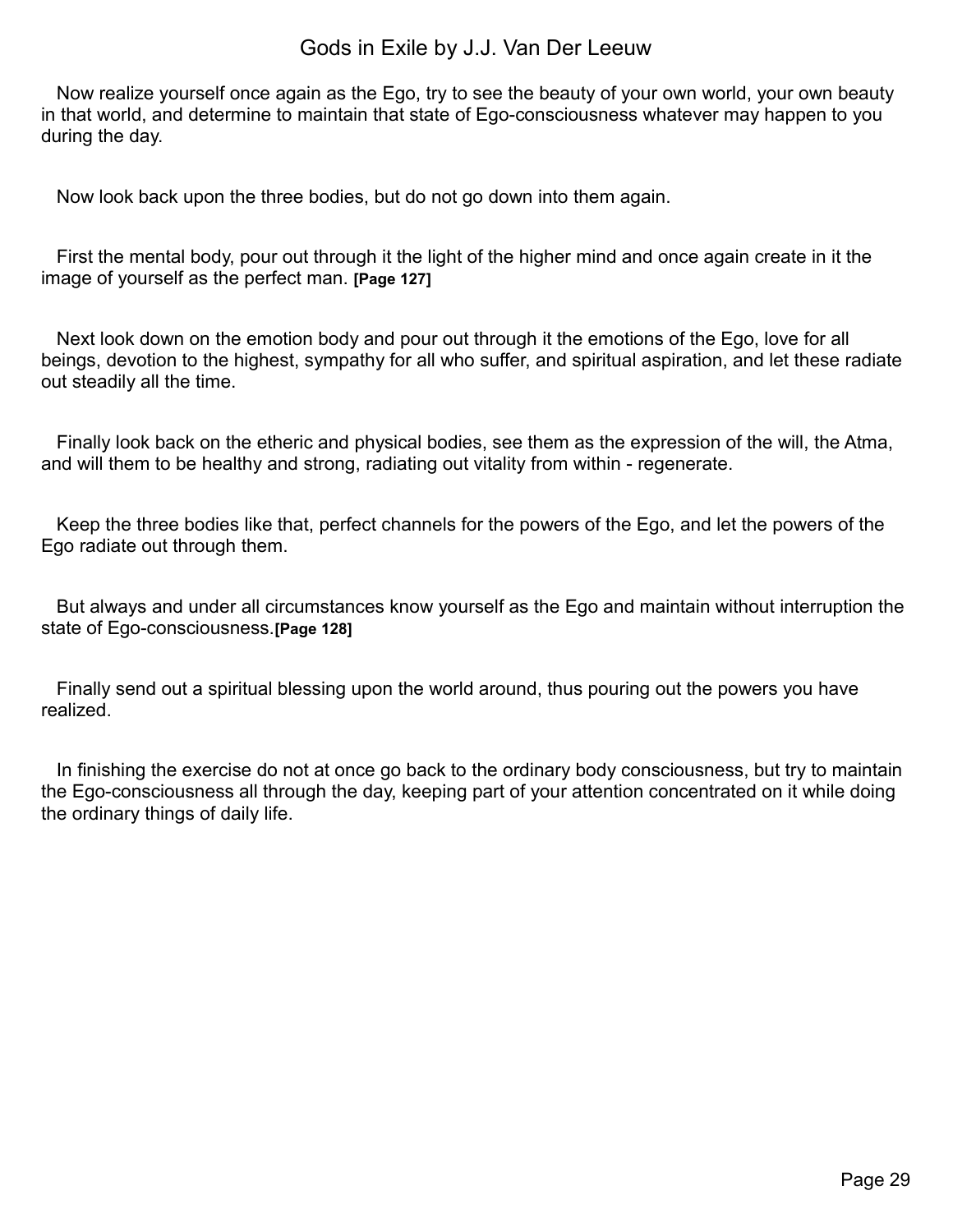Now realize yourself once again as the Ego, try to see the beauty of your own world, your own beauty in that world, and determine to maintain that state of Ego-consciousness whatever may happen to you during the day.

Now look back upon the three bodies, but do not go down into them again.

First the mental body, pour out through it the light of the higher mind and once again create in it the image of yourself as the perfect man. **[Page 127]**

Next look down on the emotion body and pour out through it the emotions of the Ego, love for all beings, devotion to the highest, sympathy for all who suffer, and spiritual aspiration, and let these radiate out steadily all the time.

Finally look back on the etheric and physical bodies, see them as the expression of the will, the Atma, and will them to be healthy and strong, radiating out vitality from within - regenerate.

Keep the three bodies like that, perfect channels for the powers of the Ego, and let the powers of the Ego radiate out through them.

But always and under all circumstances know yourself as the Ego and maintain without interruption the state of Ego-consciousness.**[Page 128]**

Finally send out a spiritual blessing upon the world around, thus pouring out the powers you have realized.

In finishing the exercise do not at once go back to the ordinary body consciousness, but try to maintain the Ego-consciousness all through the day, keeping part of your attention concentrated on it while doing the ordinary things of daily life.